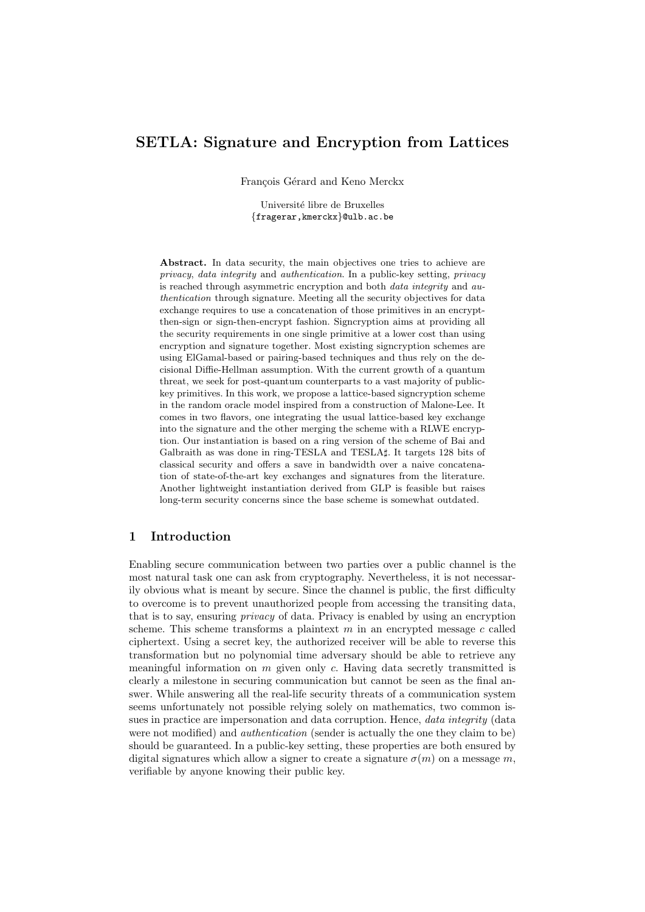# SETLA: Signature and Encryption from Lattices

François Gérard and Keno Merckx

Université libre de Bruxelles
{fragerar,kmerckx}@ulb.ac.be

**Abstract.** In data security, the main objectives one tries to achieve are *privacy*, *data integrity* and *authentication*. In a public-key setting, *privacy* is reached through asymmetric encryption and both *data integrity* and *authentication* through signature. Meeting all the security objectives for data exchange requires to use a concatenation of those primitives in an encrypt-then-sign or sign-then-encrypt fashion. Signcryption aims at providing all the security requirements in one single primitive at a lower cost than using encryption and signature together. Most existing signcryption schemes are using ElGamal-based or pairing-based techniques and thus rely on the decisional Diffie-Hellman assumption. With the current growth of a quantum threat, we seek for post-quantum counterparts to a vast majority of public-key primitives. In this work, we propose a lattice-based signcryption scheme in the random oracle model inspired from a construction of Malone-Lee. It comes in two flavors, one integrating the usual lattice-based key exchange into the signature and the other merging the scheme with a RLWE encryption. Our instantiation is based on a ring version of the scheme of Bai and Galbraith as was done in ring-TESLA and TESLA♯. It targets 128 bits of classical security and offers a save in bandwidth over a naive concatenation of state-of-the-art key exchanges and signatures from the literature. Another lightweight instantiation derived from GLP is feasible but raises long-term security concerns since the base scheme is somewhat outdated.

## 1 Introduction

Enabling secure communication between two parties over a public channel is the most natural task one can ask from cryptography. Nevertheless, it is not necessarily obvious what is meant by secure. Since the channel is public, the first difficulty to overcome is to prevent unauthorized people from accessing the transiting data, that is to say, ensuring *privacy* of data. Privacy is enabled by using an encryption scheme. This scheme transforms a plaintext $m$ in an encrypted message $c$ called ciphertext. Using a secret key, the authorized receiver will be able to reverse this transformation but no polynomial time adversary should be able to retrieve any meaningful information on $m$ given only $c$. Having data secretly transmitted is clearly a milestone in securing communication but cannot be seen as the final answer. While answering all the real-life security threats of a communication system seems unfortunately not possible relying solely on mathematics, two common issues in practice are impersonation and data corruption. Hence, *data integrity* (data were not modified) and *authentication* (sender is actually the one they claim to be) should be guaranteed. In a public-key setting, these properties are both ensured by digital signatures which allow a signer to create a signature $\sigma(m)$ on a message $m$, verifiable by anyone knowing their public key.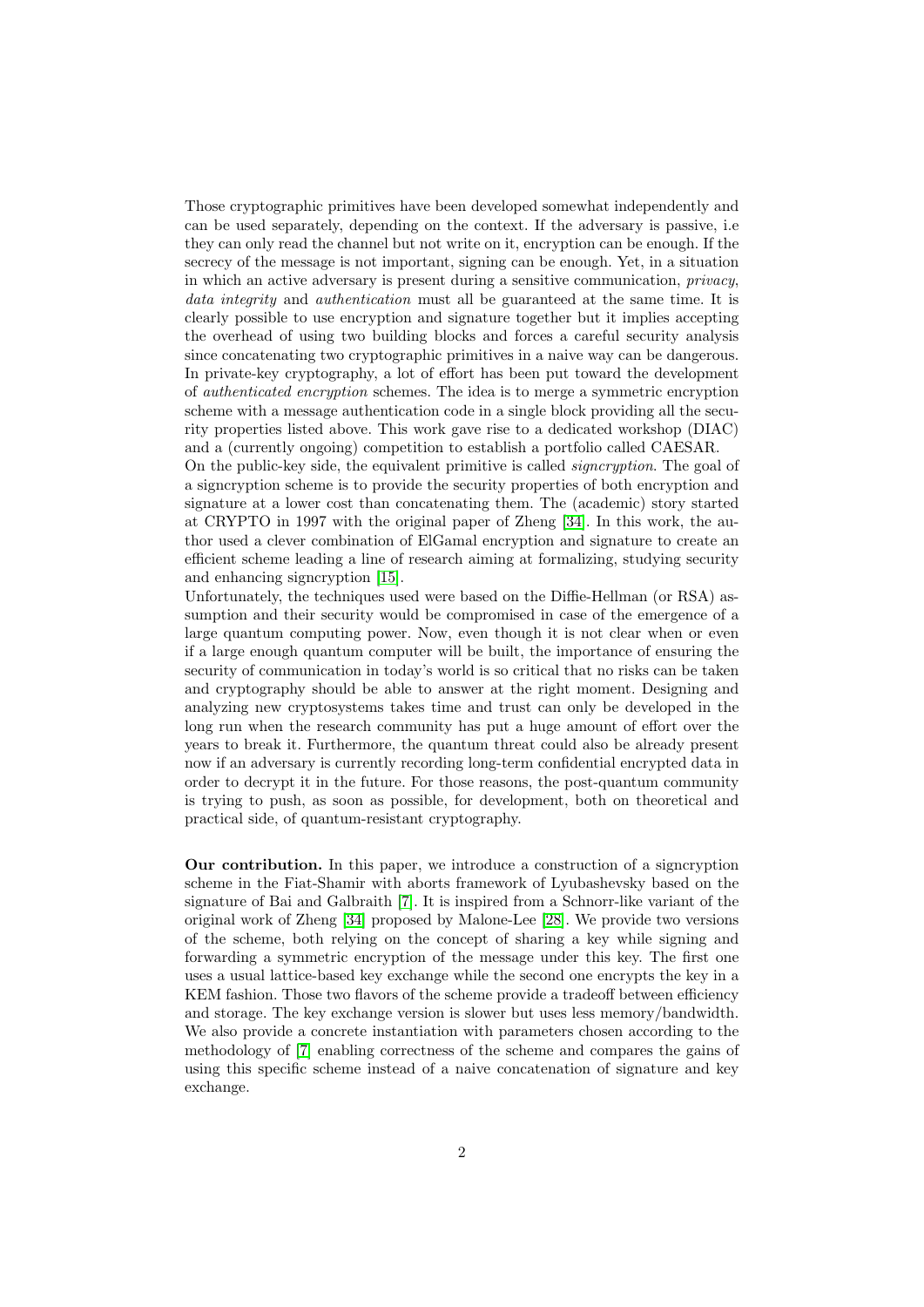Those cryptographic primitives have been developed somewhat independently and can be used separately, depending on the context. If the adversary is passive, i.e they can only read the channel but not write on it, encryption can be enough. If the secrecy of the message is not important, signing can be enough. Yet, in a situation in which an active adversary is present during a sensitive communication, *privacy*, *data integrity* and *authentication* must all be guaranteed at the same time. It is clearly possible to use encryption and signature together but it implies accepting the overhead of using two building blocks and forces a careful security analysis since concatenating two cryptographic primitives in a naive way can be dangerous. In private-key cryptography, a lot of effort has been put toward the development of *authenticated encryption* schemes. The idea is to merge a symmetric encryption scheme with a message authentication code in a single block providing all the security properties listed above. This work gave rise to a dedicated workshop (DIAC) and a (currently ongoing) competition to establish a portfolio called CAESAR.

On the public-key side, the equivalent primitive is called *signcryption*. The goal of a signcryption scheme is to provide the security properties of both encryption and signature at a lower cost than concatenating them. The (academic) story started at CRYPTO in 1997 with the original paper of Zheng [34]. In this work, the author used a clever combination of ElGamal encryption and signature to create an efficient scheme leading a line of research aiming at formalizing, studying security and enhancing signcryption [15].

Unfortunately, the techniques used were based on the Diffie-Hellman (or RSA) assumption and their security would be compromised in case of the emergence of a large quantum computing power. Now, even though it is not clear when or even if a large enough quantum computer will be built, the importance of ensuring the security of communication in today's world is so critical that no risks can be taken and cryptography should be able to answer at the right moment. Designing and analyzing new cryptosystems takes time and trust can only be developed in the long run when the research community has put a huge amount of effort over the years to break it. Furthermore, the quantum threat could also be already present now if an adversary is currently recording long-term confidential encrypted data in order to decrypt it in the future. For those reasons, the post-quantum community is trying to push, as soon as possible, for development, both on theoretical and practical side, of quantum-resistant cryptography.

**Our contribution.** In this paper, we introduce a construction of a signcryption scheme in the Fiat-Shamir with aborts framework of Lyubashevsky based on the signature of Bai and Galbraith [7]. It is inspired from a Schnorr-like variant of the original work of Zheng [34] proposed by Malone-Lee [28]. We provide two versions of the scheme, both relying on the concept of sharing a key while signing and forwarding a symmetric encryption of the message under this key. The first one uses a usual lattice-based key exchange while the second one encrypts the key in a KEM fashion. Those two flavors of the scheme provide a tradeoff between efficiency and storage. The key exchange version is slower but uses less memory/bandwidth. We also provide a concrete instantiation with parameters chosen according to the methodology of [7] enabling correctness of the scheme and compares the gains of using this specific scheme instead of a naive concatenation of signature and key exchange.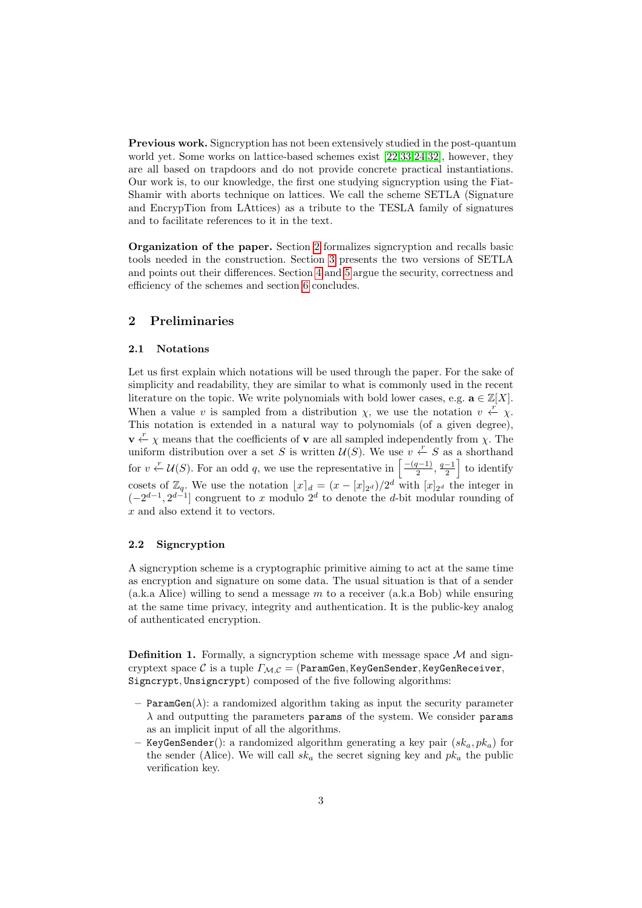**Previous work.** Signcryption has not been extensively studied in the post-quantum world yet. Some works on lattice-based schemes exist [22,33,24,32], however, they are all based on trapdoors and do not provide concrete practical instantiations. Our work is, to our knowledge, the first one studying signcryption using the Fiat-Shamir with aborts technique on lattices. We call the scheme SETLA (Signature and EncrypTion from LAttices) as a tribute to the TESLA family of signatures and to facilitate references to it in the text.

**Organization of the paper.** Section 2 formalizes signcryption and recalls basic tools needed in the construction. Section 3 presents the two versions of SETLA and points out their differences. Section 4 and 5 argue the security, correctness and efficiency of the schemes and section 6 concludes.

## 2 Preliminaries

### 2.1 Notations

Let us first explain which notations will be used through the paper. For the sake of simplicity and readability, they are similar to what is commonly used in the recent literature on the topic. We write polynomials with bold lower cases, e.g. $\mathbf{a} \in \mathbb{Z}[X]$. When a value $v$ is sampled from a distribution $\chi$, we use the notation $v \xleftarrow{r} \chi$. This notation is extended in a natural way to polynomials (of a given degree), $\mathbf{v} \xleftarrow{r} \chi$ means that the coefficients of $\mathbf{v}$ are all sampled independently from $\chi$. The uniform distribution over a set $S$ is written $\mathcal{U}(S)$. We use $v \xleftarrow{r} S$ as a shorthand for $v \xleftarrow{r} \mathcal{U}(S)$. For an odd $q$, we use the representative in $\left[\frac{-(q-1)}{2}, \frac{q-1}{2}\right]$ to identify cosets of $\mathbb{Z}_q$. We use the notation $\lfloor x \rceil_d = (x - [x]_{2^d})/2^d$ with $[x]_{2^d}$ the integer in $(-2^{d-1}, 2^{d-1}]$ congruent to $x$ modulo $2^d$ to denote the $d$-bit modular rounding of $x$ and also extend it to vectors.

### 2.2 Signcryption

A signcryption scheme is a cryptographic primitive aiming to act at the same time as encryption and signature on some data. The usual situation is that of a sender (a.k.a Alice) willing to send a message $m$ to a receiver (a.k.a Bob) while ensuring at the same time privacy, integrity and authentication. It is the public-key analog of authenticated encryption.

**Definition 1.** Formally, a signcryption scheme with message space $\mathcal{M}$ and signcryptext space $\mathcal{C}$ is a tuple $\Gamma_{\mathcal{M},\mathcal{C}} = (\texttt{ParamGen}, \texttt{KeyGenSender}, \texttt{KeyGenReceiver}, \texttt{Signcrypt}, \texttt{Unsigncrypt})$ composed of the five following algorithms:

- $\texttt{ParamGen}(\lambda)$: a randomized algorithm taking as input the security parameter $\lambda$ and outputting the parameters $\texttt{params}$ of the system. We consider $\texttt{params}$ as an implicit input of all the algorithms.
- $\texttt{KeyGenSender}()$: a randomized algorithm generating a key pair $(sk_a, pk_a)$ for the sender (Alice). We will call $sk_a$ the secret signing key and $pk_a$ the public verification key.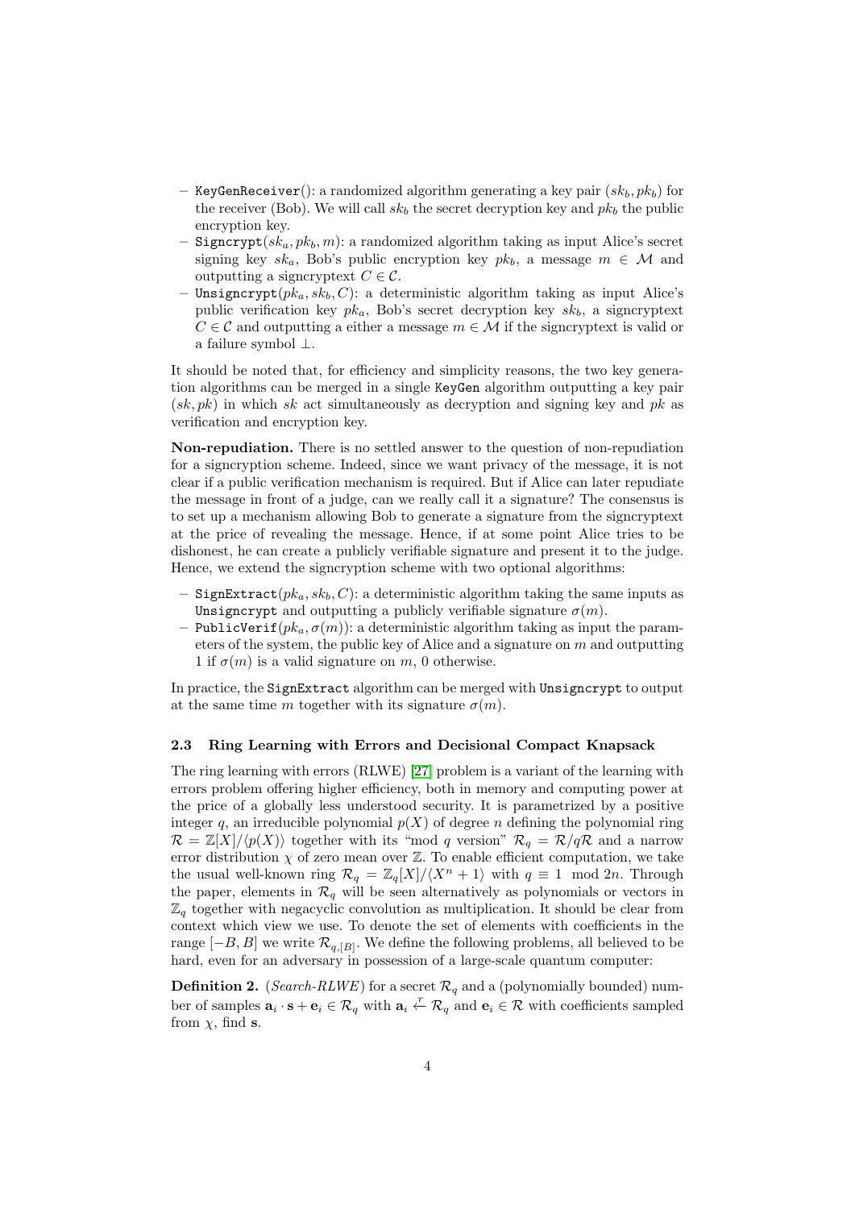– KeyGenReceiver(): a randomized algorithm generating a key pair $(sk_b, pk_b)$ for the receiver (Bob). We will call $sk_b$ the secret decryption key and $pk_b$ the public encryption key.
– Signcrypt($sk_a, pk_b, m$): a randomized algorithm taking as input Alice's secret signing key $sk_a$, Bob's public encryption key $pk_b$, a message $m \in \mathcal{M}$ and outputting a signcryptext $C \in \mathcal{C}$.
– Unsigncrypt($pk_a, sk_b, C$): a deterministic algorithm taking as input Alice's public verification key $pk_a$, Bob's secret decryption key $sk_b$, a signcryptext $C \in \mathcal{C}$ and outputting a either a message $m \in \mathcal{M}$ if the signcryptext is valid or a failure symbol $\perp$.

It should be noted that, for efficiency and simplicity reasons, the two key generation algorithms can be merged in a single KeyGen algorithm outputting a key pair $(sk, pk)$ in which $sk$ act simultaneously as decryption and signing key and $pk$ as verification and encryption key.

**Non-repudiation.** There is no settled answer to the question of non-repudiation for a signcryption scheme. Indeed, since we want privacy of the message, it is not clear if a public verification mechanism is required. But if Alice can later repudiate the message in front of a judge, can we really call it a signature? The consensus is to set up a mechanism allowing Bob to generate a signature from the signcryptext at the price of revealing the message. Hence, if at some point Alice tries to be dishonest, he can create a publicly verifiable signature and present it to the judge. Hence, we extend the signcryption scheme with two optional algorithms:

– SignExtract($pk_a, sk_b, C$): a deterministic algorithm taking the same inputs as Unsigncrypt and outputting a publicly verifiable signature $\sigma(m)$.
– PublicVerif($pk_a, \sigma(m)$): a deterministic algorithm taking as input the parameters of the system, the public key of Alice and a signature on $m$ and outputting 1 if $\sigma(m)$ is a valid signature on $m$, 0 otherwise.

In practice, the SignExtract algorithm can be merged with Unsigncrypt to output at the same time $m$ together with its signature $\sigma(m)$.

### 2.3 Ring Learning with Errors and Decisional Compact Knapsack

The ring learning with errors (RLWE) [27] problem is a variant of the learning with errors problem offering higher efficiency, both in memory and computing power at the price of a globally less understood security. It is parametrized by a positive integer $q$, an irreducible polynomial $p(X)$ of degree $n$ defining the polynomial ring $\mathcal{R} = \mathbb{Z}[X]/\langle p(X) \rangle$ together with its "mod $q$ version" $\mathcal{R}_q = \mathcal{R}/q\mathcal{R}$ and a narrow error distribution $\chi$ of zero mean over $\mathbb{Z}$. To enable efficient computation, we take the usual well-known ring $\mathcal{R}_q = \mathbb{Z}_q[X]/\langle X^n + 1 \rangle$ with $q \equiv 1 \mod 2n$. Through the paper, elements in $\mathcal{R}_q$ will be seen alternatively as polynomials or vectors in $\mathbb{Z}_q$ together with negacyclic convolution as multiplication. It should be clear from context which view we use. To denote the set of elements with coefficients in the range $[-B, B]$ we write $\mathcal{R}_{q,[B]}$. We define the following problems, all believed to be hard, even for an adversary in possession of a large-scale quantum computer:

**Definition 2.** (*Search-RLWE*) for a secret $\mathcal{R}_q$ and a (polynomially bounded) number of samples $\mathbf{a}_i \cdot \mathbf{s} + \mathbf{e}_i \in \mathcal{R}_q$ with $\mathbf{a}_i \xleftarrow{r} \mathcal{R}_q$ and $\mathbf{e}_i \in \mathcal{R}$ with coefficients sampled from $\chi$, find $\mathbf{s}$.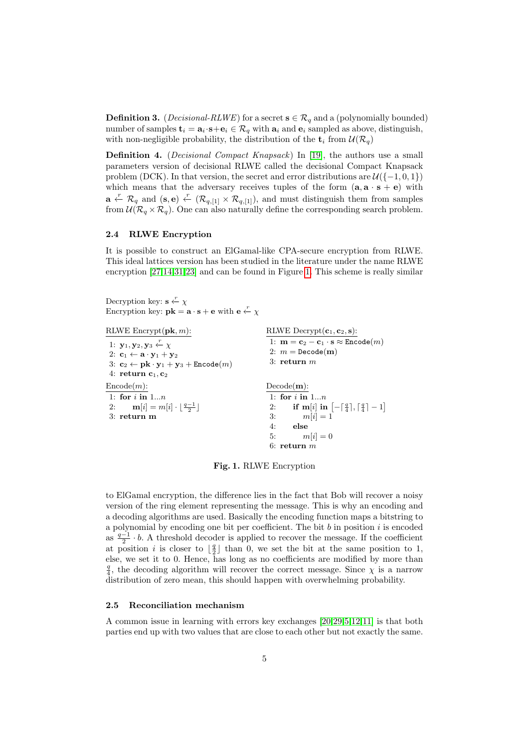**Definition 3.** (*Decisional-RLWE*) for a secret $\mathbf{s} \in \mathcal{R}_q$ and a (polynomially bounded) number of samples $\mathbf{t}_i = \mathbf{a}_i \cdot \mathbf{s} + \mathbf{e}_i \in \mathcal{R}_q$ with $\mathbf{a}_i$ and $\mathbf{e}_i$ sampled as above, distinguish, with non-negligible probability, the distribution of the $\mathbf{t}_i$ from $\mathcal{U}(\mathcal{R}_q)$

**Definition 4.** (*Decisional Compact Knapsack*) In [19], the authors use a small parameters version of decisional RLWE called the decisional Compact Knapsack problem (DCK). In that version, the secret and error distributions are $\mathcal{U}(\{-1, 0, 1\})$ which means that the adversary receives tuples of the form $(\mathbf{a}, \mathbf{a} \cdot \mathbf{s} + \mathbf{e})$ with $\mathbf{a} \xleftarrow{r} \mathcal{R}_q$ and $(\mathbf{s}, \mathbf{e}) \xleftarrow{r} (\mathcal{R}_{q,[1]} \times \mathcal{R}_{q,[1]})$, and must distinguish them from samples from $\mathcal{U}(\mathcal{R}_q \times \mathcal{R}_q)$. One can also naturally define the corresponding search problem.

### 2.4 RLWE Encryption

It is possible to construct an ElGamal-like CPA-secure encryption from RLWE. This ideal lattices version has been studied in the literature under the name RLWE encryption [27,14,31,23] and can be found in Figure 1. This scheme is really similar

Decryption key: $\mathbf{s} \xleftarrow{r} \chi$
Encryption key: $\mathbf{pk} = \mathbf{a} \cdot \mathbf{s} + \mathbf{e}$ with $\mathbf{e} \xleftarrow{r} \chi$

RLWE Encrypt($\mathbf{pk}, m$):
1: $\mathbf{y}_1, \mathbf{y}_2, \mathbf{y}_3 \xleftarrow{r} \chi$
2: $\mathbf{c}_1 \leftarrow \mathbf{a} \cdot \mathbf{y}_1 + \mathbf{y}_2$
3: $\mathbf{c}_2 \leftarrow \mathbf{pk} \cdot \mathbf{y}_1 + \mathbf{y}_3 + \texttt{Encode}(m)$
4: **return** $\mathbf{c}_1, \mathbf{c}_2$

RLWE Decrypt($\mathbf{c}_1, \mathbf{c}_2, \mathbf{s}$):
1: $\mathbf{m} = \mathbf{c}_2 - \mathbf{c}_1 \cdot \mathbf{s} \approx \texttt{Encode}(m)$
2: $m = \texttt{Decode}(\mathbf{m})$
3: **return** $m$

Encode($m$):
1: **for** $i$ **in** $1...n$
2: $\quad \mathbf{m}[i] = m[i] \cdot \lfloor \frac{q-1}{2} \rfloor$
3: **return m**

Decode($\mathbf{m}$):
1: **for** $i$ **in** $1...n$
2: $\quad$ **if** $\mathbf{m}[i]$ **in** $\left[-\lceil \frac{q}{4} \rceil, \lceil \frac{q}{4} \rceil - 1\right]$
3: $\quad\quad m[i] = 1$
4: $\quad$ **else**
5: $\quad\quad m[i] = 0$
6: **return** $m$

**Fig. 1.** RLWE Encryption

to ElGamal encryption, the difference lies in the fact that Bob will recover a noisy version of the ring element representing the message. This is why an encoding and a decoding algorithms are used. Basically the encoding function maps a bitstring to a polynomial by encoding one bit per coefficient. The bit $b$ in position $i$ is encoded as $\frac{q-1}{2} \cdot b$. A threshold decoder is applied to recover the message. If the coefficient at position $i$ is closer to $\lfloor \frac{q}{2} \rfloor$ than 0, we set the bit at the same position to 1, else, we set it to 0. Hence, has long as no coefficients are modified by more than $\frac{q}{4}$, the decoding algorithm will recover the correct message. Since $\chi$ is a narrow distribution of zero mean, this should happen with overwhelming probability.

### 2.5 Reconciliation mechanism

A common issue in learning with errors key exchanges [20,29,5,12,11] is that both parties end up with two values that are close to each other but not exactly the same.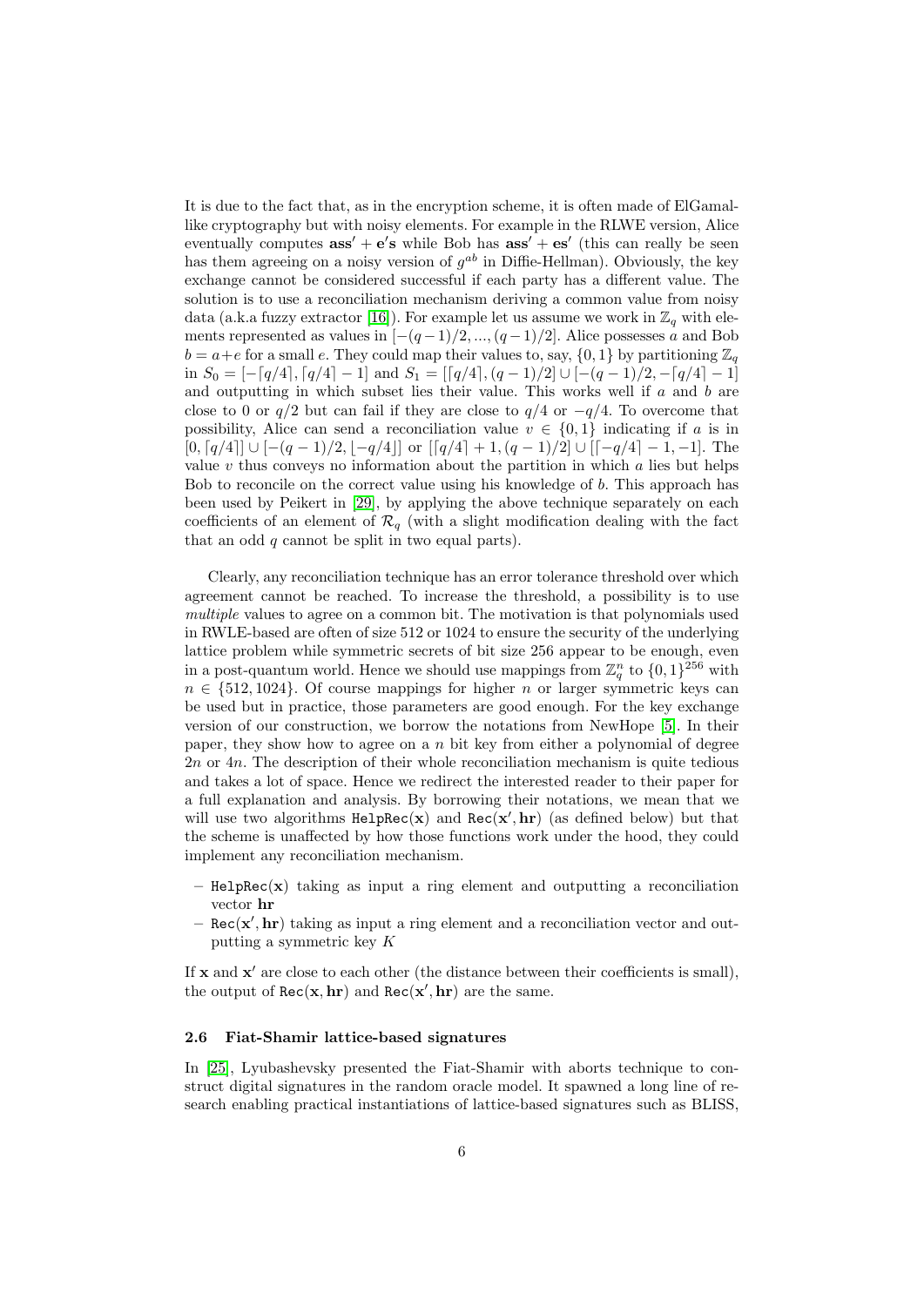It is due to the fact that, as in the encryption scheme, it is often made of ElGamal-like cryptography but with noisy elements. For example in the RLWE version, Alice eventually computes $\mathbf{ass'} + \mathbf{e's}$ while Bob has $\mathbf{ass'} + \mathbf{es'}$ (this can really be seen has them agreeing on a noisy version of $g^{ab}$ in Diffie-Hellman). Obviously, the key exchange cannot be considered successful if each party has a different value. The solution is to use a reconciliation mechanism deriving a common value from noisy data (a.k.a fuzzy extractor [16]). For example let us assume we work in $\mathbb{Z}_q$ with elements represented as values in $[-(q-1)/2, ..., (q-1)/2]$. Alice possesses $a$ and Bob $b = a+e$ for a small $e$. They could map their values to, say, $\{0, 1\}$ by partitioning $\mathbb{Z}_q$ in $S_0 = [-\lceil q/4 \rceil, \lceil q/4 \rceil - 1]$ and $S_1 = [\lceil q/4 \rceil, (q-1)/2] \cup [-(q-1)/2, -\lceil q/4 \rceil - 1]$ and outputting in which subset lies their value. This works well if $a$ and $b$ are close to 0 or $q/2$ but can fail if they are close to $q/4$ or $-q/4$. To overcome that possibility, Alice can send a reconciliation value $v \in \{0, 1\}$ indicating if $a$ is in $[0, \lceil q/4 \rceil] \cup [-(q-1)/2, \lfloor -q/4 \rfloor]$ or $[\lceil q/4 \rceil + 1, (q-1)/2] \cup [\lceil -q/4 \rceil - 1, -1]$. The value $v$ thus conveys no information about the partition in which $a$ lies but helps Bob to reconcile on the correct value using his knowledge of $b$. This approach has been used by Peikert in [29], by applying the above technique separately on each coefficients of an element of $\mathcal{R}_q$ (with a slight modification dealing with the fact that an odd $q$ cannot be split in two equal parts).

Clearly, any reconciliation technique has an error tolerance threshold over which agreement cannot be reached. To increase the threshold, a possibility is to use *multiple* values to agree on a common bit. The motivation is that polynomials used in RWLE-based are often of size 512 or 1024 to ensure the security of the underlying lattice problem while symmetric secrets of bit size 256 appear to be enough, even in a post-quantum world. Hence we should use mappings from $\mathbb{Z}_q^n$ to $\{0, 1\}^{256}$ with $n \in \{512, 1024\}$. Of course mappings for higher $n$ or larger symmetric keys can be used but in practice, those parameters are good enough. For the key exchange version of our construction, we borrow the notations from NewHope [5]. In their paper, they show how to agree on a $n$ bit key from either a polynomial of degree $2n$ or $4n$. The description of their whole reconciliation mechanism is quite tedious and takes a lot of space. Hence we redirect the interested reader to their paper for a full explanation and analysis. By borrowing their notations, we mean that we will use two algorithms $\texttt{HelpRec}(\mathbf{x})$ and $\texttt{Rec}(\mathbf{x'}, \mathbf{hr})$ (as defined below) but that the scheme is unaffected by how those functions work under the hood, they could implement any reconciliation mechanism.

- $\texttt{HelpRec}(\mathbf{x})$ taking as input a ring element and outputting a reconciliation vector $\mathbf{hr}$
- $\texttt{Rec}(\mathbf{x'}, \mathbf{hr})$ taking as input a ring element and a reconciliation vector and outputting a symmetric key $K$

If $\mathbf{x}$ and $\mathbf{x'}$ are close to each other (the distance between their coefficients is small), the output of $\texttt{Rec}(\mathbf{x}, \mathbf{hr})$ and $\texttt{Rec}(\mathbf{x'}, \mathbf{hr})$ are the same.

### 2.6 Fiat-Shamir lattice-based signatures

In [25], Lyubashevsky presented the Fiat-Shamir with aborts technique to construct digital signatures in the random oracle model. It spawned a long line of research enabling practical instantiations of lattice-based signatures such as BLISS,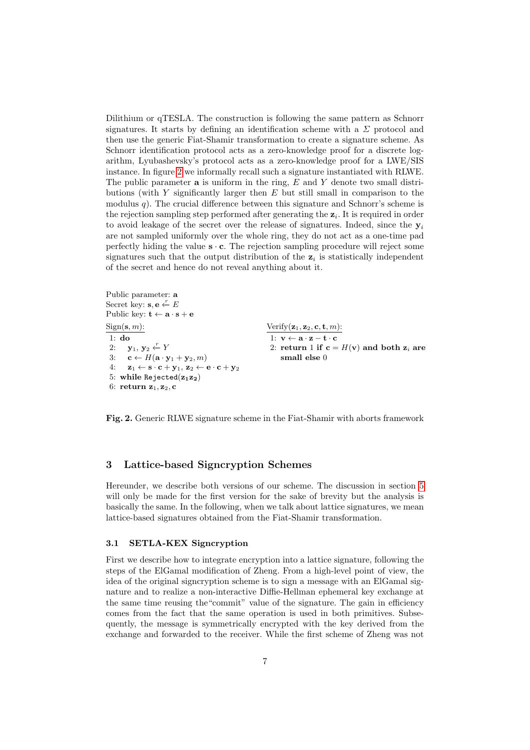Dilithium or qTESLA. The construction is following the same pattern as Schnorr signatures. It starts by defining an identification scheme with a $\Sigma$ protocol and then use the generic Fiat-Shamir transformation to create a signature scheme. As Schnorr identification protocol acts as a zero-knowledge proof for a discrete logarithm, Lyubashevsky's protocol acts as a zero-knowledge proof for a LWE/SIS instance. In figure 2 we informally recall such a signature instantiated with RLWE. The public parameter $\mathbf{a}$ is uniform in the ring, $E$ and $Y$ denote two small distributions (with $Y$ significantly larger then $E$ but still small in comparison to the modulus $q$). The crucial difference between this signature and Schnorr's scheme is the rejection sampling step performed after generating the $\mathbf{z}_i$. It is required in order to avoid leakage of the secret over the release of signatures. Indeed, since the $\mathbf{y}_i$ are not sampled uniformly over the whole ring, they do not act as a one-time pad perfectly hiding the value $\mathbf{s} \cdot \mathbf{c}$. The rejection sampling procedure will reject some signatures such that the output distribution of the $\mathbf{z}_i$ is statistically independent of the secret and hence do not reveal anything about it.

Public parameter: $\mathbf{a}$
Secret key: $\mathbf{s}, \mathbf{e} \xleftarrow{r} E$
Public key: $\mathbf{t} \leftarrow \mathbf{a} \cdot \mathbf{s} + \mathbf{e}$

Sign($\mathbf{s}, m$):
```
1: do
2:    y1, y2 <-r Y
3:    c <- H(a · y1 + y2, m)
4:    z1 <- s · c + y1, z2 <- e · c + y2
5: while Rejected(z1 z2)
6: return z1, z2, c
```

Verify($\mathbf{z}_1, \mathbf{z}_2, \mathbf{c}, \mathbf{t}, m$):
```
1: v <- a · z - t · c
2: return 1 if c = H(v) and both z_i are small else 0
```

**Fig. 2.** Generic RLWE signature scheme in the Fiat-Shamir with aborts framework

## 3 Lattice-based Signcryption Schemes

Hereunder, we describe both versions of our scheme. The discussion in section 5 will only be made for the first version for the sake of brevity but the analysis is basically the same. In the following, when we talk about lattice signatures, we mean lattice-based signatures obtained from the Fiat-Shamir transformation.

### 3.1 SETLA-KEX Signcryption

First we describe how to integrate encryption into a lattice signature, following the steps of the ElGamal modification of Zheng. From a high-level point of view, the idea of the original signcryption scheme is to sign a message with an ElGamal signature and to realize a non-interactive Diffie-Hellman ephemeral key exchange at the same time reusing the"commit" value of the signature. The gain in efficiency comes from the fact that the same operation is used in both primitives. Subsequently, the message is symmetrically encrypted with the key derived from the exchange and forwarded to the receiver. While the first scheme of Zheng was not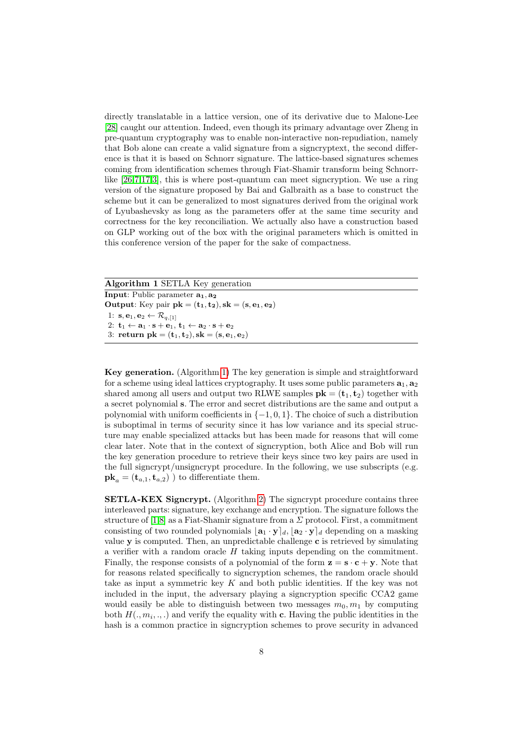directly translatable in a lattice version, one of its derivative due to Malone-Lee [28] caught our attention. Indeed, even though its primary advantage over Zheng in pre-quantum cryptography was to enable non-interactive non-repudiation, namely that Bob alone can create a valid signature from a signcryptext, the second difference is that it is based on Schnorr signature. The lattice-based signatures schemes coming from identification schemes through Fiat-Shamir transform being Schnorr-like [26,7,17,3], this is where post-quantum can meet signcryption. We use a ring version of the signature proposed by Bai and Galbraith as a base to construct the scheme but it can be generalized to most signatures derived from the original work of Lyubashevsky as long as the parameters offer at the same time security and correctness for the key reconciliation. We actually also have a construction based on GLP working out of the box with the original parameters which is omitted in this conference version of the paper for the sake of compactness.

**Algorithm 1** SETLA Key generation

**Input**: Public parameter $\mathbf{a_1}, \mathbf{a_2}$
**Output**: Key pair $\mathbf{pk} = (\mathbf{t_1}, \mathbf{t_2}), \mathbf{sk} = (\mathbf{s}, \mathbf{e_1}, \mathbf{e_2})$

1: $\mathbf{s}, \mathbf{e}_1, \mathbf{e}_2 \leftarrow \mathcal{R}_{q,[1]}$
2: $\mathbf{t}_1 \leftarrow \mathbf{a}_1 \cdot \mathbf{s} + \mathbf{e}_1$, $\mathbf{t}_1 \leftarrow \mathbf{a}_2 \cdot \mathbf{s} + \mathbf{e}_2$
3: **return** $\mathbf{pk} = (\mathbf{t}_1, \mathbf{t}_2), \mathbf{sk} = (\mathbf{s}, \mathbf{e}_1, \mathbf{e}_2)$

**Key generation.** (Algorithm 1) The key generation is simple and straightforward for a scheme using ideal lattices cryptography. It uses some public parameters $\mathbf{a}_1, \mathbf{a}_2$ shared among all users and output two RLWE samples $\mathbf{pk} = (\mathbf{t}_1, \mathbf{t}_2)$ together with a secret polynomial $\mathbf{s}$. The error and secret distributions are the same and output a polynomial with uniform coefficients in $\{-1, 0, 1\}$. The choice of such a distribution is suboptimal in terms of security since it has low variance and its special structure may enable specialized attacks but has been made for reasons that will come clear later. Note that in the context of signcryption, both Alice and Bob will run the key generation procedure to retrieve their keys since two key pairs are used in the full signcrypt/unsigncrypt procedure. In the following, we use subscripts (e.g. $\mathbf{pk}_a = (\mathbf{t}_{a,1}, \mathbf{t}_{a,2})$ ) to differentiate them.

**SETLA-KEX Signcrypt.** (Algorithm 2) The signcrypt procedure contains three interleaved parts: signature, key exchange and encryption. The signature follows the structure of [1,8] as a Fiat-Shamir signature from a $\Sigma$ protocol. First, a commitment consisting of two rounded polynomials $\lfloor \mathbf{a}_1 \cdot \mathbf{y} \rceil_d, \lfloor \mathbf{a}_2 \cdot \mathbf{y} \rceil_d$ depending on a masking value $\mathbf{y}$ is computed. Then, an unpredictable challenge $\mathbf{c}$ is retrieved by simulating a verifier with a random oracle $H$ taking inputs depending on the commitment. Finally, the response consists of a polynomial of the form $\mathbf{z} = \mathbf{s} \cdot \mathbf{c} + \mathbf{y}$. Note that for reasons related specifically to signcryption schemes, the random oracle should take as input a symmetric key $K$ and both public identities. If the key was not included in the input, the adversary playing a signcryption specific CCA2 game would easily be able to distinguish between two messages $m_0, m_1$ by computing both $H(., m_i, ., .)$ and verify the equality with $\mathbf{c}$. Having the public identities in the hash is a common practice in signcryption schemes to prove security in advanced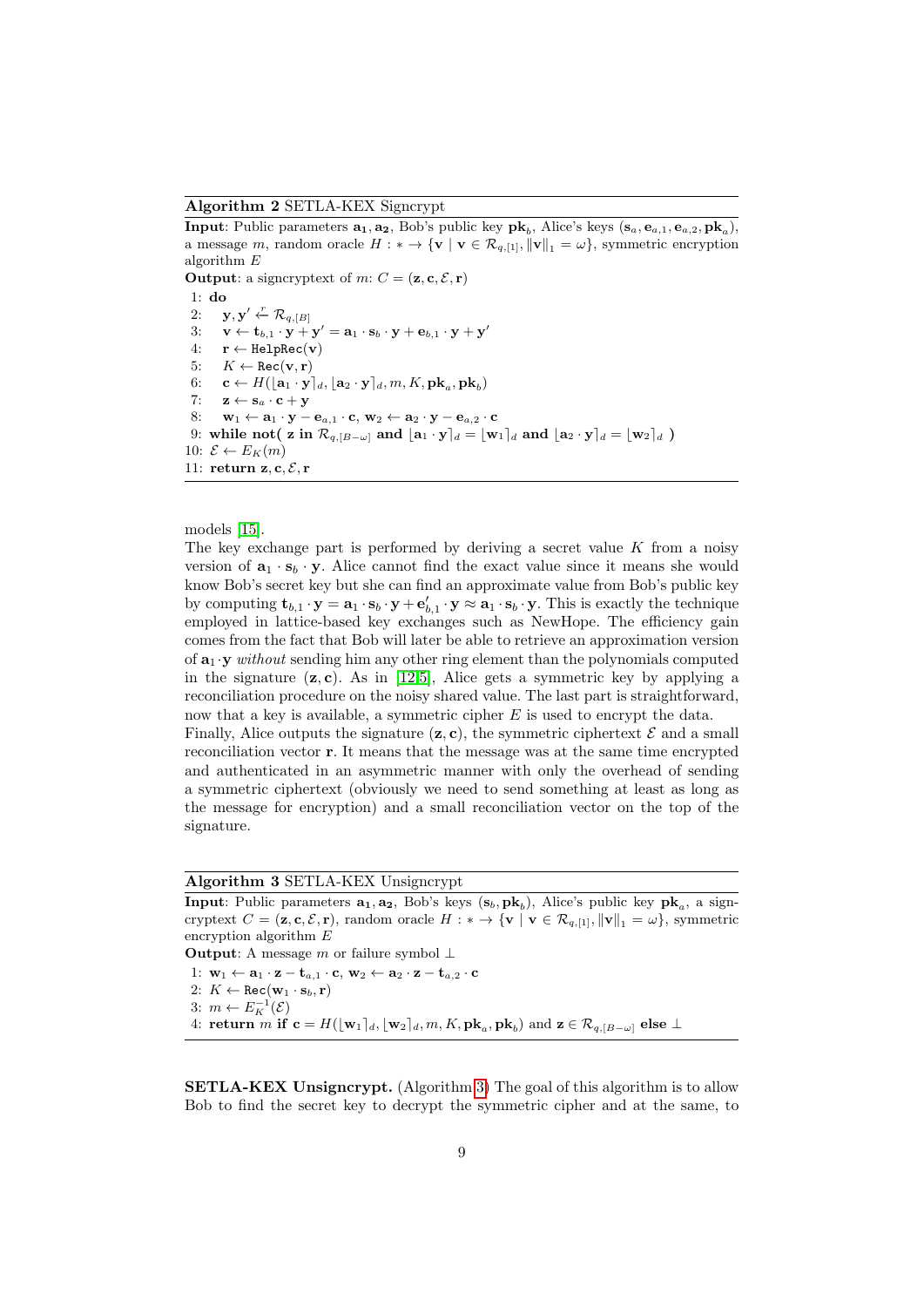**Algorithm 2** SETLA-KEX Signcrypt

**Input**: Public parameters $\mathbf{a_1}, \mathbf{a_2}$, Bob's public key $\mathbf{pk}_b$, Alice's keys $(\mathbf{s}_a, \mathbf{e}_{a,1}, \mathbf{e}_{a,2}, \mathbf{pk}_a)$, a message $m$, random oracle $H : * \to \{\mathbf{v} \mid \mathbf{v} \in \mathcal{R}_{q,[1]}, \|\mathbf{v}\|_1 = \omega\}$, symmetric encryption algorithm $E$

**Output**: a signcryptext of $m$: $C = (\mathbf{z}, \mathbf{c}, \mathcal{E}, \mathbf{r})$

1: **do**
2: $\quad \mathbf{y}, \mathbf{y}' \xleftarrow{r} \mathcal{R}_{q,[B]}$
3: $\quad \mathbf{v} \leftarrow \mathbf{t}_{b,1} \cdot \mathbf{y} + \mathbf{y}' = \mathbf{a}_1 \cdot \mathbf{s}_b \cdot \mathbf{y} + \mathbf{e}_{b,1} \cdot \mathbf{y} + \mathbf{y}'$
4: $\quad \mathbf{r} \leftarrow \texttt{HelpRec}(\mathbf{v})$
5: $\quad K \leftarrow \texttt{Rec}(\mathbf{v}, \mathbf{r})$
6: $\quad \mathbf{c} \leftarrow H(\lfloor \mathbf{a}_1 \cdot \mathbf{y} \rceil_d, \lfloor \mathbf{a}_2 \cdot \mathbf{y} \rceil_d, m, K, \mathbf{pk}_a, \mathbf{pk}_b)$
7: $\quad \mathbf{z} \leftarrow \mathbf{s}_a \cdot \mathbf{c} + \mathbf{y}$
8: $\quad \mathbf{w}_1 \leftarrow \mathbf{a}_1 \cdot \mathbf{y} - \mathbf{e}_{a,1} \cdot \mathbf{c}$, $\mathbf{w}_2 \leftarrow \mathbf{a}_2 \cdot \mathbf{y} - \mathbf{e}_{a,2} \cdot \mathbf{c}$
9: **while not(** $\mathbf{z}$ **in** $\mathcal{R}_{q,[B-\omega]}$ **and** $\lfloor \mathbf{a}_1 \cdot \mathbf{y} \rceil_d = \lfloor \mathbf{w}_1 \rceil_d$ **and** $\lfloor \mathbf{a}_2 \cdot \mathbf{y} \rceil_d = \lfloor \mathbf{w}_2 \rceil_d$ **)**
10: $\mathcal{E} \leftarrow E_K(m)$
11: **return** $\mathbf{z}, \mathbf{c}, \mathcal{E}, \mathbf{r}$

models [15].

The key exchange part is performed by deriving a secret value $K$ from a noisy version of $\mathbf{a}_1 \cdot \mathbf{s}_b \cdot \mathbf{y}$. Alice cannot find the exact value since it means she would know Bob's secret key but she can find an approximate value from Bob's public key by computing $\mathbf{t}_{b,1} \cdot \mathbf{y} = \mathbf{a}_1 \cdot \mathbf{s}_b \cdot \mathbf{y} + \mathbf{e}'_{b,1} \cdot \mathbf{y} \approx \mathbf{a}_1 \cdot \mathbf{s}_b \cdot \mathbf{y}$. This is exactly the technique employed in lattice-based key exchanges such as NewHope. The efficiency gain comes from the fact that Bob will later be able to retrieve an approximation version of $\mathbf{a}_1 \cdot \mathbf{y}$ *without* sending him any other ring element than the polynomials computed in the signature $(\mathbf{z}, \mathbf{c})$. As in [12,5], Alice gets a symmetric key by applying a reconciliation procedure on the noisy shared value. The last part is straightforward, now that a key is available, a symmetric cipher $E$ is used to encrypt the data.

Finally, Alice outputs the signature $(\mathbf{z}, \mathbf{c})$, the symmetric ciphertext $\mathcal{E}$ and a small reconciliation vector $\mathbf{r}$. It means that the message was at the same time encrypted and authenticated in an asymmetric manner with only the overhead of sending a symmetric ciphertext (obviously we need to send something at least as long as the message for encryption) and a small reconciliation vector on the top of the signature.

**Algorithm 3** SETLA-KEX Unsigncrypt

**Input**: Public parameters $\mathbf{a_1}, \mathbf{a_2}$, Bob's keys $(\mathbf{s}_b, \mathbf{pk}_b)$, Alice's public key $\mathbf{pk}_a$, a signcryptext $C = (\mathbf{z}, \mathbf{c}, \mathcal{E}, \mathbf{r})$, random oracle $H : * \to \{\mathbf{v} \mid \mathbf{v} \in \mathcal{R}_{q,[1]}, \|\mathbf{v}\|_1 = \omega\}$, symmetric encryption algorithm $E$

**Output**: A message $m$ or failure symbol $\perp$

1: $\mathbf{w}_1 \leftarrow \mathbf{a}_1 \cdot \mathbf{z} - \mathbf{t}_{a,1} \cdot \mathbf{c}$, $\mathbf{w}_2 \leftarrow \mathbf{a}_2 \cdot \mathbf{z} - \mathbf{t}_{a,2} \cdot \mathbf{c}$
2: $K \leftarrow \texttt{Rec}(\mathbf{w}_1 \cdot \mathbf{s}_b, \mathbf{r})$
3: $m \leftarrow E_K^{-1}(\mathcal{E})$
4: **return** $m$ **if** $\mathbf{c} = H(\lfloor \mathbf{w}_1 \rceil_d, \lfloor \mathbf{w}_2 \rceil_d, m, K, \mathbf{pk}_a, \mathbf{pk}_b)$ and $\mathbf{z} \in \mathcal{R}_{q,[B-\omega]}$ **else** $\perp$

**SETLA-KEX Unsigncrypt.** (Algorithm 3) The goal of this algorithm is to allow Bob to find the secret key to decrypt the symmetric cipher and at the same, to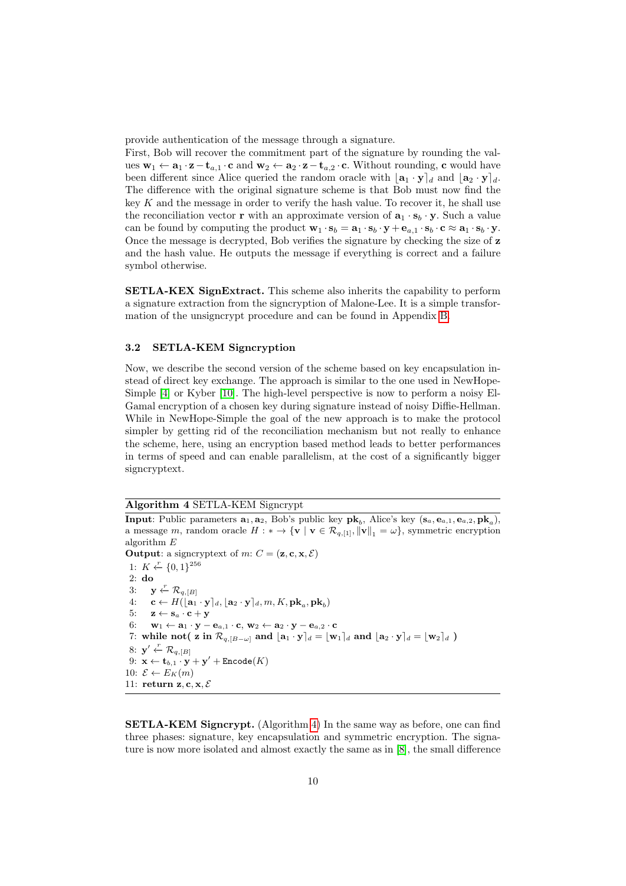provide authentication of the message through a signature.

First, Bob will recover the commitment part of the signature by rounding the values $\mathbf{w}_1 \leftarrow \mathbf{a}_1 \cdot \mathbf{z} - \mathbf{t}_{a,1} \cdot \mathbf{c}$ and $\mathbf{w}_2 \leftarrow \mathbf{a}_2 \cdot \mathbf{z} - \mathbf{t}_{a,2} \cdot \mathbf{c}$. Without rounding, $\mathbf{c}$ would have been different since Alice queried the random oracle with $\lfloor \mathbf{a}_1 \cdot \mathbf{y} \rceil_d$ and $\lfloor \mathbf{a}_2 \cdot \mathbf{y} \rceil_d$. The difference with the original signature scheme is that Bob must now find the key $K$ and the message in order to verify the hash value. To recover it, he shall use the reconciliation vector $\mathbf{r}$ with an approximate version of $\mathbf{a}_1 \cdot \mathbf{s}_b \cdot \mathbf{y}$. Such a value can be found by computing the product $\mathbf{w}_1 \cdot \mathbf{s}_b = \mathbf{a}_1 \cdot \mathbf{s}_b \cdot \mathbf{y} + \mathbf{e}_{a,1} \cdot \mathbf{s}_b \cdot \mathbf{c} \approx \mathbf{a}_1 \cdot \mathbf{s}_b \cdot \mathbf{y}$. Once the message is decrypted, Bob verifies the signature by checking the size of $\mathbf{z}$ and the hash value. He outputs the message if everything is correct and a failure symbol otherwise.

**SETLA-KEX SignExtract.** This scheme also inherits the capability to perform a signature extraction from the signcryption of Malone-Lee. It is a simple transformation of the unsigncrypt procedure and can be found in Appendix B.

### 3.2 SETLA-KEM Signcryption

Now, we describe the second version of the scheme based on key encapsulation instead of direct key exchange. The approach is similar to the one used in NewHope-Simple [4] or Kyber [10]. The high-level perspective is now to perform a noisy El-Gamal encryption of a chosen key during signature instead of noisy Diffie-Hellman. While in NewHope-Simple the goal of the new approach is to make the protocol simpler by getting rid of the reconciliation mechanism but not really to enhance the scheme, here, using an encryption based method leads to better performances in terms of speed and can enable parallelism, at the cost of a significantly bigger signcryptext.

**Algorithm 4** SETLA-KEM Signcrypt

**Input**: Public parameters $\mathbf{a}_1, \mathbf{a}_2$, Bob's public key $\mathbf{pk}_b$, Alice's key $(\mathbf{s}_a, \mathbf{e}_{a,1}, \mathbf{e}_{a,2}, \mathbf{pk}_a)$, a message $m$, random oracle $H : * \rightarrow \{\mathbf{v} \mid \mathbf{v} \in \mathcal{R}_{q,[1]}, \|\mathbf{v}\|_1 = \omega\}$, symmetric encryption algorithm $E$

**Output**: a signcryptext of $m$: $C = (\mathbf{z}, \mathbf{c}, \mathbf{x}, \mathcal{E})$

1: $K \xleftarrow{r} \{0,1\}^{256}$
2: **do**
3: $\quad \mathbf{y} \xleftarrow{r} \mathcal{R}_{q,[B]}$
4: $\quad \mathbf{c} \leftarrow H(\lfloor \mathbf{a}_1 \cdot \mathbf{y} \rceil_d, \lfloor \mathbf{a}_2 \cdot \mathbf{y} \rceil_d, m, K, \mathbf{pk}_a, \mathbf{pk}_b)$
5: $\quad \mathbf{z} \leftarrow \mathbf{s}_a \cdot \mathbf{c} + \mathbf{y}$
6: $\quad \mathbf{w}_1 \leftarrow \mathbf{a}_1 \cdot \mathbf{y} - \mathbf{e}_{a,1} \cdot \mathbf{c}$, $\mathbf{w}_2 \leftarrow \mathbf{a}_2 \cdot \mathbf{y} - \mathbf{e}_{a,2} \cdot \mathbf{c}$
7: **while not(** $\mathbf{z}$ **in** $\mathcal{R}_{q,[B-\omega]}$ **and** $\lfloor \mathbf{a}_1 \cdot \mathbf{y} \rceil_d = \lfloor \mathbf{w}_1 \rceil_d$ **and** $\lfloor \mathbf{a}_2 \cdot \mathbf{y} \rceil_d = \lfloor \mathbf{w}_2 \rceil_d$ **)**
8: $\mathbf{y}' \xleftarrow{r} \mathcal{R}_{q,[B]}$
9: $\mathbf{x} \leftarrow \mathbf{t}_{b,1} \cdot \mathbf{y} + \mathbf{y}' + \texttt{Encode}(K)$
10: $\mathcal{E} \leftarrow E_K(m)$
11: **return** $\mathbf{z}, \mathbf{c}, \mathbf{x}, \mathcal{E}$

**SETLA-KEM Signcrypt.** (Algorithm 4) In the same way as before, one can find three phases: signature, key encapsulation and symmetric encryption. The signature is now more isolated and almost exactly the same as in [8], the small difference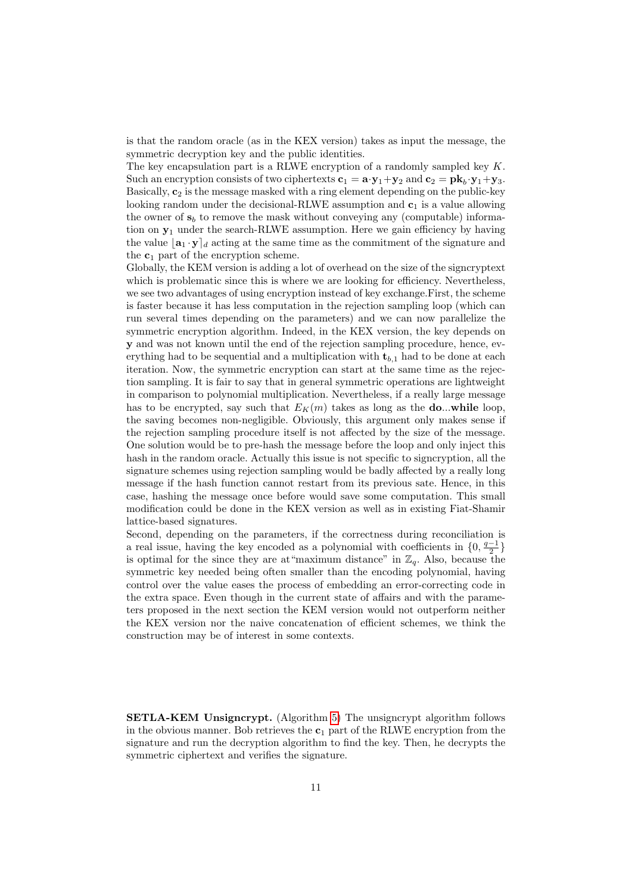is that the random oracle (as in the KEX version) takes as input the message, the symmetric decryption key and the public identities.

The key encapsulation part is a RLWE encryption of a randomly sampled key $K$. Such an encryption consists of two ciphertexts $\mathbf{c}_1 = \mathbf{a}\cdot\mathbf{y}_1 + \mathbf{y}_2$ and $\mathbf{c}_2 = \mathbf{pk}_b\cdot\mathbf{y}_1 + \mathbf{y}_3$. Basically, $\mathbf{c}_2$ is the message masked with a ring element depending on the public-key looking random under the decisional-RLWE assumption and $\mathbf{c}_1$ is a value allowing the owner of $\mathbf{s}_b$ to remove the mask without conveying any (computable) information on $\mathbf{y}_1$ under the search-RLWE assumption. Here we gain efficiency by having the value $\lfloor \mathbf{a}_1 \cdot \mathbf{y} \rceil_d$ acting at the same time as the commitment of the signature and the $\mathbf{c}_1$ part of the encryption scheme.

Globally, the KEM version is adding a lot of overhead on the size of the signcryptext which is problematic since this is where we are looking for efficiency. Nevertheless, we see two advantages of using encryption instead of key exchange.First, the scheme is faster because it has less computation in the rejection sampling loop (which can run several times depending on the parameters) and we can now parallelize the symmetric encryption algorithm. Indeed, in the KEX version, the key depends on $\mathbf{y}$ and was not known until the end of the rejection sampling procedure, hence, everything had to be sequential and a multiplication with $\mathbf{t}_{b,1}$ had to be done at each iteration. Now, the symmetric encryption can start at the same time as the rejection sampling. It is fair to say that in general symmetric operations are lightweight in comparison to polynomial multiplication. Nevertheless, if a really large message has to be encrypted, say such that $E_K(m)$ takes as long as the **do**...**while** loop, the saving becomes non-negligible. Obviously, this argument only makes sense if the rejection sampling procedure itself is not affected by the size of the message. One solution would be to pre-hash the message before the loop and only inject this hash in the random oracle. Actually this issue is not specific to signcryption, all the signature schemes using rejection sampling would be badly affected by a really long message if the hash function cannot restart from its previous sate. Hence, in this case, hashing the message once before would save some computation. This small modification could be done in the KEX version as well as in existing Fiat-Shamir lattice-based signatures.

Second, depending on the parameters, if the correctness during reconciliation is a real issue, having the key encoded as a polynomial with coefficients in $\{0, \frac{q-1}{2}\}$ is optimal for the since they are at"maximum distance" in $\mathbb{Z}_q$. Also, because the symmetric key needed being often smaller than the encoding polynomial, having control over the value eases the process of embedding an error-correcting code in the extra space. Even though in the current state of affairs and with the parameters proposed in the next section the KEM version would not outperform neither the KEX version nor the naive concatenation of efficient schemes, we think the construction may be of interest in some contexts.

**SETLA-KEM Unsigncrypt.** (Algorithm 5) The unsigncrypt algorithm follows in the obvious manner. Bob retrieves the $\mathbf{c}_1$ part of the RLWE encryption from the signature and run the decryption algorithm to find the key. Then, he decrypts the symmetric ciphertext and verifies the signature.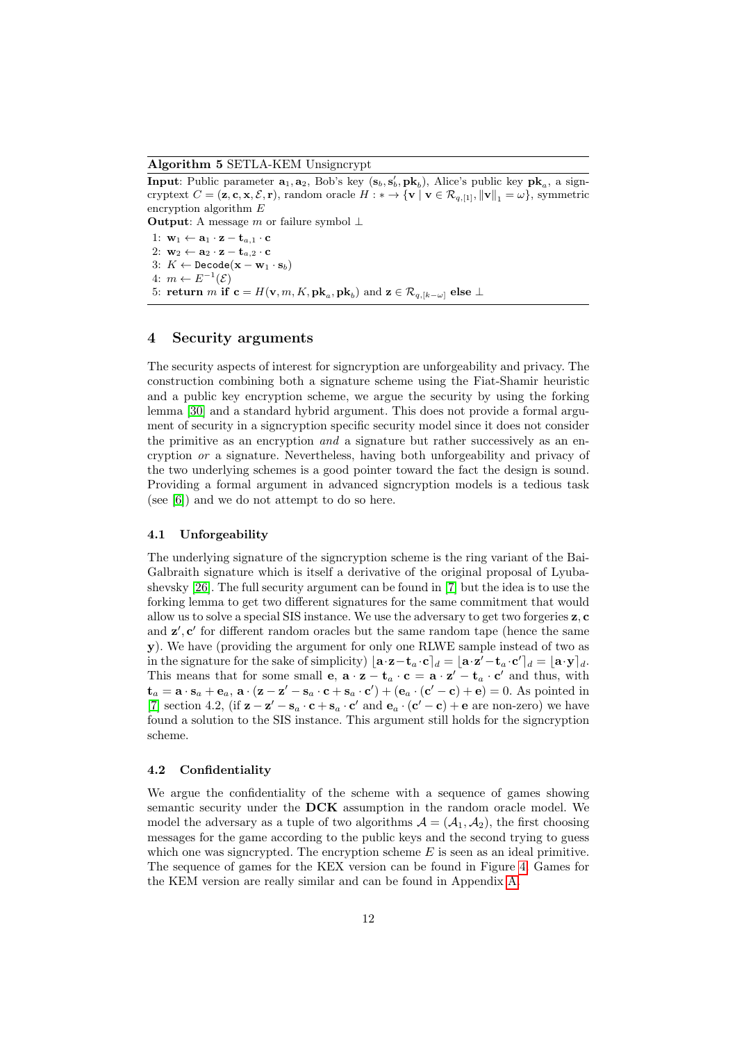**Algorithm 5** SETLA-KEM Unsigncrypt

**Input**: Public parameter $\mathbf{a}_1, \mathbf{a}_2$, Bob's key $(\mathbf{s}_b, \mathbf{s}'_b, \mathbf{pk}_b)$, Alice's public key $\mathbf{pk}_a$, a signcryptext $C = (\mathbf{z}, \mathbf{c}, \mathbf{x}, \mathcal{E}, \mathbf{r})$, random oracle $H : * \rightarrow \{\mathbf{v} \mid \mathbf{v} \in \mathcal{R}_{q,[1]}, \|\mathbf{v}\|_1 = \omega\}$, symmetric encryption algorithm $E$

**Output**: A message $m$ or failure symbol $\perp$

1: $\mathbf{w}_1 \leftarrow \mathbf{a}_1 \cdot \mathbf{z} - \mathbf{t}_{a,1} \cdot \mathbf{c}$
2: $\mathbf{w}_2 \leftarrow \mathbf{a}_2 \cdot \mathbf{z} - \mathbf{t}_{a,2} \cdot \mathbf{c}$
3: $K \leftarrow \texttt{Decode}(\mathbf{x} - \mathbf{w}_1 \cdot \mathbf{s}_b)$
4: $m \leftarrow E^{-1}(\mathcal{E})$
5: **return** $m$ **if** $\mathbf{c} = H(\mathbf{v}, m, K, \mathbf{pk}_a, \mathbf{pk}_b)$ and $\mathbf{z} \in \mathcal{R}_{q,[k-\omega]}$ **else** $\perp$

## 4 Security arguments

The security aspects of interest for signcryption are unforgeability and privacy. The construction combining both a signature scheme using the Fiat-Shamir heuristic and a public key encryption scheme, we argue the security by using the forking lemma [30] and a standard hybrid argument. This does not provide a formal argument of security in a signcryption specific security model since it does not consider the primitive as an encryption *and* a signature but rather successively as an encryption *or* a signature. Nevertheless, having both unforgeability and privacy of the two underlying schemes is a good pointer toward the fact the design is sound. Providing a formal argument in advanced signcryption models is a tedious task (see [6]) and we do not attempt to do so here.

### 4.1 Unforgeability

The underlying signature of the signcryption scheme is the ring variant of the Bai-Galbraith signature which is itself a derivative of the original proposal of Lyubashevsky [26]. The full security argument can be found in [7] but the idea is to use the forking lemma to get two different signatures for the same commitment that would allow us to solve a special SIS instance. We use the adversary to get two forgeries $\mathbf{z}, \mathbf{c}$ and $\mathbf{z}', \mathbf{c}'$ for different random oracles but the same random tape (hence the same $\mathbf{y}$). We have (providing the argument for only one RLWE sample instead of two as in the signature for the sake of simplicity) $\lfloor \mathbf{a} \cdot \mathbf{z} - \mathbf{t}_a \cdot \mathbf{c} \rceil_d = \lfloor \mathbf{a} \cdot \mathbf{z}' - \mathbf{t}_a \cdot \mathbf{c}' \rceil_d = \lfloor \mathbf{a} \cdot \mathbf{y} \rceil_d$. This means that for some small $\mathbf{e}$, $\mathbf{a} \cdot \mathbf{z} - \mathbf{t}_a \cdot \mathbf{c} = \mathbf{a} \cdot \mathbf{z}' - \mathbf{t}_a \cdot \mathbf{c}'$ and thus, with $\mathbf{t}_a = \mathbf{a} \cdot \mathbf{s}_a + \mathbf{e}_a$, $\mathbf{a} \cdot (\mathbf{z} - \mathbf{z}' - \mathbf{s}_a \cdot \mathbf{c} + \mathbf{s}_a \cdot \mathbf{c}') + (\mathbf{e}_a \cdot (\mathbf{c}' - \mathbf{c}) + \mathbf{e}) = 0$. As pointed in [7] section 4.2, (if $\mathbf{z} - \mathbf{z}' - \mathbf{s}_a \cdot \mathbf{c} + \mathbf{s}_a \cdot \mathbf{c}'$ and $\mathbf{e}_a \cdot (\mathbf{c}' - \mathbf{c}) + \mathbf{e}$ are non-zero) we have found a solution to the SIS instance. This argument still holds for the signcryption scheme.

### 4.2 Confidentiality

We argue the confidentiality of the scheme with a sequence of games showing semantic security under the **DCK** assumption in the random oracle model. We model the adversary as a tuple of two algorithms $\mathcal{A} = (\mathcal{A}_1, \mathcal{A}_2)$, the first choosing messages for the game according to the public keys and the second trying to guess which one was signcrypted. The encryption scheme $E$ is seen as an ideal primitive. The sequence of games for the KEX version can be found in Figure 4. Games for the KEM version are really similar and can be found in Appendix A.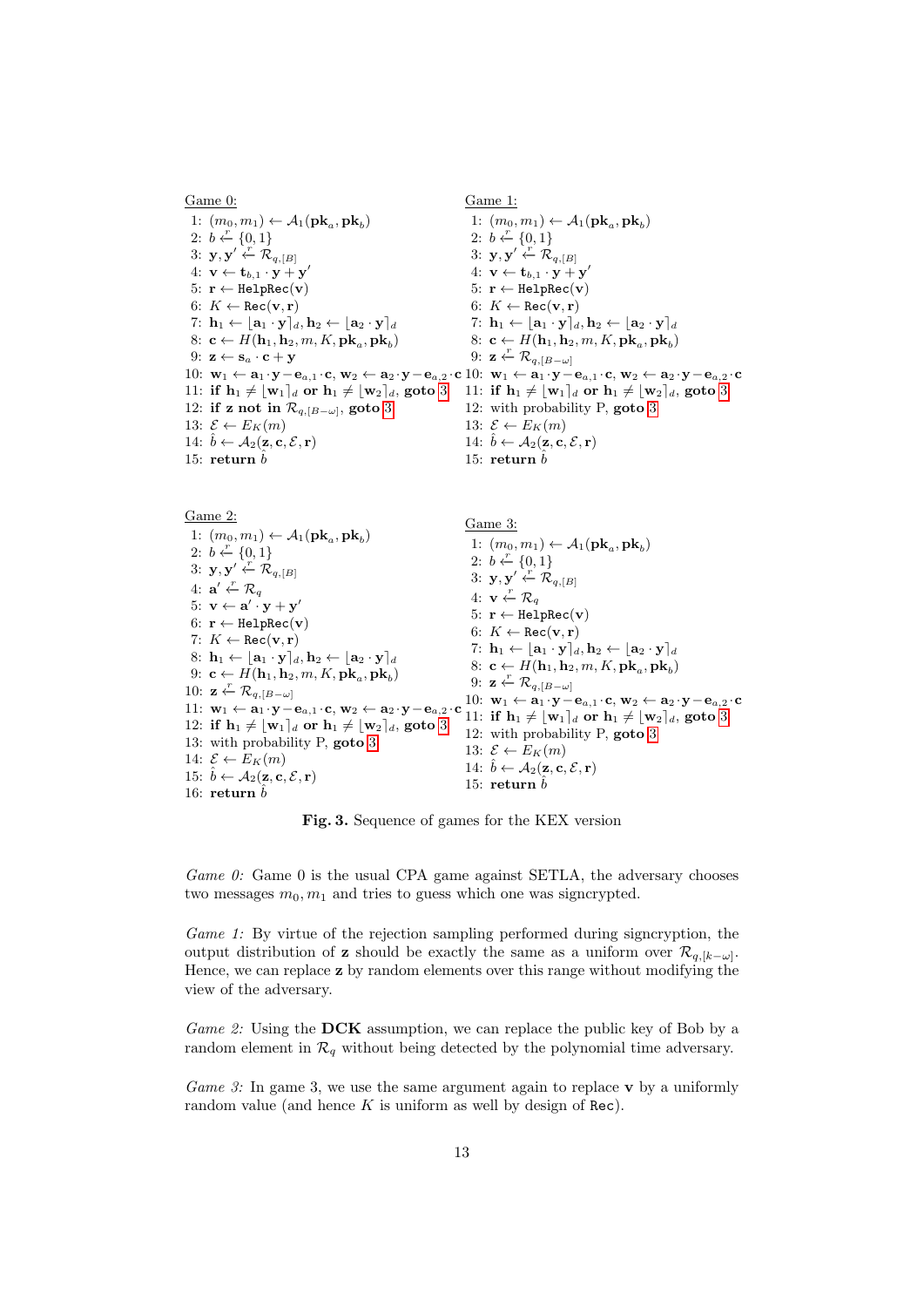Game 0:

1: $(m_0, m_1) \leftarrow \mathcal{A}_1(\mathbf{pk}_a, \mathbf{pk}_b)$
2: $b \xleftarrow{r} \{0,1\}$
3: $\mathbf{y}, \mathbf{y}' \xleftarrow{r} \mathcal{R}_{q,[B]}$
4: $\mathbf{v} \leftarrow \mathbf{t}_{b,1} \cdot \mathbf{y} + \mathbf{y}'$
5: $\mathbf{r} \leftarrow \texttt{HelpRec}(\mathbf{v})$
6: $K \leftarrow \texttt{Rec}(\mathbf{v}, \mathbf{r})$
7: $\mathbf{h}_1 \leftarrow \lfloor \mathbf{a}_1 \cdot \mathbf{y} \rceil_d, \mathbf{h}_2 \leftarrow \lfloor \mathbf{a}_2 \cdot \mathbf{y} \rceil_d$
8: $\mathbf{c} \leftarrow H(\mathbf{h}_1, \mathbf{h}_2, m, K, \mathbf{pk}_a, \mathbf{pk}_b)$
9: $\mathbf{z} \leftarrow \mathbf{s}_a \cdot \mathbf{c} + \mathbf{y}$
10: $\mathbf{w}_1 \leftarrow \mathbf{a}_1 \cdot \mathbf{y} - \mathbf{e}_{a,1} \cdot \mathbf{c}$, $\mathbf{w}_2 \leftarrow \mathbf{a}_2 \cdot \mathbf{y} - \mathbf{e}_{a,2} \cdot \mathbf{c}$
11: **if** $\mathbf{h}_1 \neq \lfloor \mathbf{w}_1 \rceil_d$ **or** $\mathbf{h}_1 \neq \lfloor \mathbf{w}_2 \rceil_d$, **goto** 3
12: **if** $\mathbf{z}$ **not in** $\mathcal{R}_{q,[B-\omega]}$, **goto** 3
13: $\mathcal{E} \leftarrow E_K(m)$
14: $\hat{b} \leftarrow \mathcal{A}_2(\mathbf{z}, \mathbf{c}, \mathcal{E}, \mathbf{r})$
15: **return** $\hat{b}$

Game 1:

1: $(m_0, m_1) \leftarrow \mathcal{A}_1(\mathbf{pk}_a, \mathbf{pk}_b)$
2: $b \xleftarrow{r} \{0,1\}$
3: $\mathbf{y}, \mathbf{y}' \xleftarrow{r} \mathcal{R}_{q,[B]}$
4: $\mathbf{v} \leftarrow \mathbf{t}_{b,1} \cdot \mathbf{y} + \mathbf{y}'$
5: $\mathbf{r} \leftarrow \texttt{HelpRec}(\mathbf{v})$
6: $K \leftarrow \texttt{Rec}(\mathbf{v}, \mathbf{r})$
7: $\mathbf{h}_1 \leftarrow \lfloor \mathbf{a}_1 \cdot \mathbf{y} \rceil_d, \mathbf{h}_2 \leftarrow \lfloor \mathbf{a}_2 \cdot \mathbf{y} \rceil_d$
8: $\mathbf{c} \leftarrow H(\mathbf{h}_1, \mathbf{h}_2, m, K, \mathbf{pk}_a, \mathbf{pk}_b)$
9: $\mathbf{z} \xleftarrow{r} \mathcal{R}_{q,[B-\omega]}$
10: $\mathbf{w}_1 \leftarrow \mathbf{a}_1 \cdot \mathbf{y} - \mathbf{e}_{a,1} \cdot \mathbf{c}$, $\mathbf{w}_2 \leftarrow \mathbf{a}_2 \cdot \mathbf{y} - \mathbf{e}_{a,2} \cdot \mathbf{c}$
11: **if** $\mathbf{h}_1 \neq \lfloor \mathbf{w}_1 \rceil_d$ **or** $\mathbf{h}_1 \neq \lfloor \mathbf{w}_2 \rceil_d$, **goto** 3
12: with probability P, **goto** 3
13: $\mathcal{E} \leftarrow E_K(m)$
14: $\hat{b} \leftarrow \mathcal{A}_2(\mathbf{z}, \mathbf{c}, \mathcal{E}, \mathbf{r})$
15: **return** $\hat{b}$

Game 2:

1: $(m_0, m_1) \leftarrow \mathcal{A}_1(\mathbf{pk}_a, \mathbf{pk}_b)$
2: $b \xleftarrow{r} \{0,1\}$
3: $\mathbf{y}, \mathbf{y}' \xleftarrow{r} \mathcal{R}_{q,[B]}$
4: $\mathbf{a}' \xleftarrow{r} \mathcal{R}_q$
5: $\mathbf{v} \leftarrow \mathbf{a}' \cdot \mathbf{y} + \mathbf{y}'$
6: $\mathbf{r} \leftarrow \texttt{HelpRec}(\mathbf{v})$
7: $K \leftarrow \texttt{Rec}(\mathbf{v}, \mathbf{r})$
8: $\mathbf{h}_1 \leftarrow \lfloor \mathbf{a}_1 \cdot \mathbf{y} \rceil_d, \mathbf{h}_2 \leftarrow \lfloor \mathbf{a}_2 \cdot \mathbf{y} \rceil_d$
9: $\mathbf{c} \leftarrow H(\mathbf{h}_1, \mathbf{h}_2, m, K, \mathbf{pk}_a, \mathbf{pk}_b)$
10: $\mathbf{z} \xleftarrow{r} \mathcal{R}_{q,[B-\omega]}$
11: $\mathbf{w}_1 \leftarrow \mathbf{a}_1 \cdot \mathbf{y} - \mathbf{e}_{a,1} \cdot \mathbf{c}$, $\mathbf{w}_2 \leftarrow \mathbf{a}_2 \cdot \mathbf{y} - \mathbf{e}_{a,2} \cdot \mathbf{c}$
12: **if** $\mathbf{h}_1 \neq \lfloor \mathbf{w}_1 \rceil_d$ **or** $\mathbf{h}_1 \neq \lfloor \mathbf{w}_2 \rceil_d$, **goto** 3
13: with probability P, **goto** 3
14: $\mathcal{E} \leftarrow E_K(m)$
15: $\hat{b} \leftarrow \mathcal{A}_2(\mathbf{z}, \mathbf{c}, \mathcal{E}, \mathbf{r})$
16: **return** $\hat{b}$

Game 3:

1: $(m_0, m_1) \leftarrow \mathcal{A}_1(\mathbf{pk}_a, \mathbf{pk}_b)$
2: $b \xleftarrow{r} \{0,1\}$
3: $\mathbf{y}, \mathbf{y}' \xleftarrow{r} \mathcal{R}_{q,[B]}$
4: $\mathbf{v} \xleftarrow{r} \mathcal{R}_q$
5: $\mathbf{r} \leftarrow \texttt{HelpRec}(\mathbf{v})$
6: $K \leftarrow \texttt{Rec}(\mathbf{v}, \mathbf{r})$
7: $\mathbf{h}_1 \leftarrow \lfloor \mathbf{a}_1 \cdot \mathbf{y} \rceil_d, \mathbf{h}_2 \leftarrow \lfloor \mathbf{a}_2 \cdot \mathbf{y} \rceil_d$
8: $\mathbf{c} \leftarrow H(\mathbf{h}_1, \mathbf{h}_2, m, K, \mathbf{pk}_a, \mathbf{pk}_b)$
9: $\mathbf{z} \xleftarrow{r} \mathcal{R}_{q,[B-\omega]}$
10: $\mathbf{w}_1 \leftarrow \mathbf{a}_1 \cdot \mathbf{y} - \mathbf{e}_{a,1} \cdot \mathbf{c}$, $\mathbf{w}_2 \leftarrow \mathbf{a}_2 \cdot \mathbf{y} - \mathbf{e}_{a,2} \cdot \mathbf{c}$
11: **if** $\mathbf{h}_1 \neq \lfloor \mathbf{w}_1 \rceil_d$ **or** $\mathbf{h}_1 \neq \lfloor \mathbf{w}_2 \rceil_d$, **goto** 3
12: with probability P, **goto** 3
13: $\mathcal{E} \leftarrow E_K(m)$
14: $\hat{b} \leftarrow \mathcal{A}_2(\mathbf{z}, \mathbf{c}, \mathcal{E}, \mathbf{r})$
15: **return** $\hat{b}$

**Fig. 3.** Sequence of games for the KEX version

*Game 0:* Game 0 is the usual CPA game against SETLA, the adversary chooses two messages $m_0, m_1$ and tries to guess which one was signcrypted.

*Game 1:* By virtue of the rejection sampling performed during signcryption, the output distribution of $\mathbf{z}$ should be exactly the same as a uniform over $\mathcal{R}_{q,[k-\omega]}$. Hence, we can replace $\mathbf{z}$ by random elements over this range without modifying the view of the adversary.

*Game 2:* Using the **DCK** assumption, we can replace the public key of Bob by a random element in $\mathcal{R}_q$ without being detected by the polynomial time adversary.

*Game 3:* In game 3, we use the same argument again to replace $\mathbf{v}$ by a uniformly random value (and hence $K$ is uniform as well by design of `Rec`).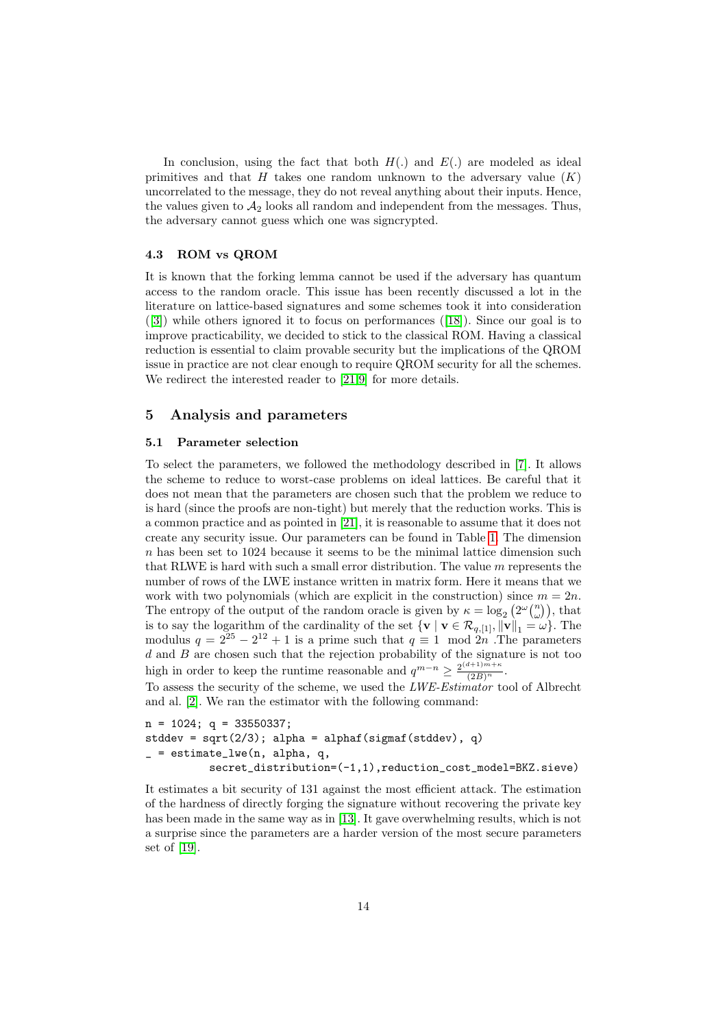In conclusion, using the fact that both $H(.)$ and $E(.)$ are modeled as ideal primitives and that $H$ takes one random unknown to the adversary value $(K)$ uncorrelated to the message, they do not reveal anything about their inputs. Hence, the values given to $\mathcal{A}_2$ looks all random and independent from the messages. Thus, the adversary cannot guess which one was signcrypted.

### 4.3 ROM vs QROM

It is known that the forking lemma cannot be used if the adversary has quantum access to the random oracle. This issue has been recently discussed a lot in the literature on lattice-based signatures and some schemes took it into consideration ([3]) while others ignored it to focus on performances ([18]). Since our goal is to improve practicability, we decided to stick to the classical ROM. Having a classical reduction is essential to claim provable security but the implications of the QROM issue in practice are not clear enough to require QROM security for all the schemes. We redirect the interested reader to [21,9] for more details.

## 5 Analysis and parameters

### 5.1 Parameter selection

To select the parameters, we followed the methodology described in [7]. It allows the scheme to reduce to worst-case problems on ideal lattices. Be careful that it does not mean that the parameters are chosen such that the problem we reduce to is hard (since the proofs are non-tight) but merely that the reduction works. This is a common practice and as pointed in [21], it is reasonable to assume that it does not create any security issue. Our parameters can be found in Table 1. The dimension $n$ has been set to 1024 because it seems to be the minimal lattice dimension such that RLWE is hard with such a small error distribution. The value $m$ represents the number of rows of the LWE instance written in matrix form. Here it means that we work with two polynomials (which are explicit in the construction) since $m = 2n$. The entropy of the output of the random oracle is given by $\kappa = \log_2\left(2^{\omega}\binom{n}{\omega}\right)$, that is to say the logarithm of the cardinality of the set $\{\mathbf{v} \mid \mathbf{v} \in \mathcal{R}_{q,[1]}, \|\mathbf{v}\|_1 = \omega\}$. The modulus $q = 2^{25} - 2^{12} + 1$ is a prime such that $q \equiv 1 \mod 2n$ .The parameters $d$ and $B$ are chosen such that the rejection probability of the signature is not too high in order to keep the runtime reasonable and $q^{m-n} \geq \frac{2^{(d+1)m+\kappa}}{(2B)^n}$.
To assess the security of the scheme, we used the *LWE-Estimator* tool of Albrecht and al. [2]. We ran the estimator with the following command:

```
n = 1024; q = 33550337;
stddev = sqrt(2/3); alpha = alphaf(sigmaf(stddev), q)
_ = estimate_lwe(n, alpha, q,
        secret_distribution=(-1,1),reduction_cost_model=BKZ.sieve)
```

It estimates a bit security of 131 against the most efficient attack. The estimation of the hardness of directly forging the signature without recovering the private key has been made in the same way as in [13]. It gave overwhelming results, which is not a surprise since the parameters are a harder version of the most secure parameters set of [19].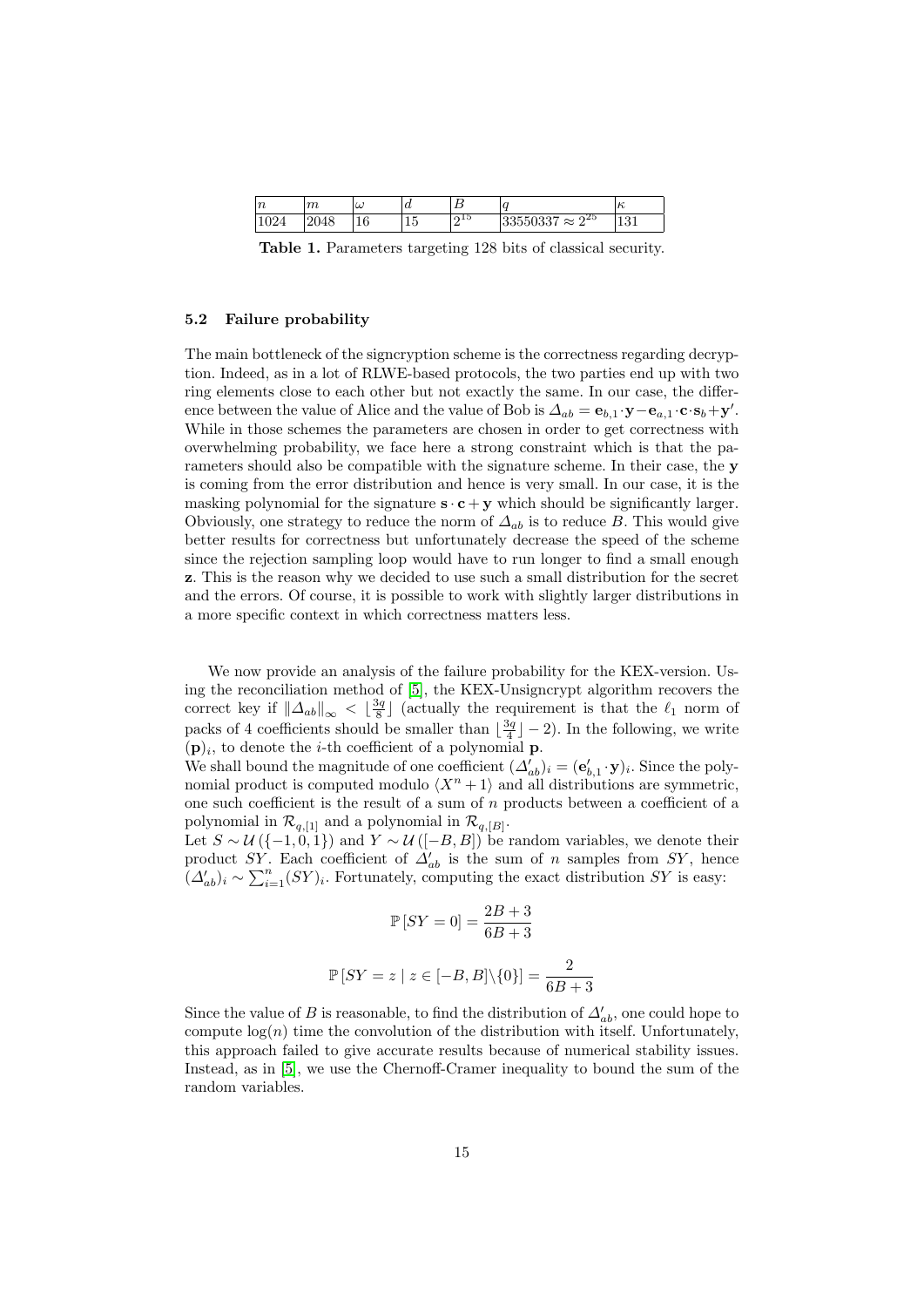| $n$ | $m$ | $\omega$ | $d$ | $B$ | $q$ | $\kappa$ |
|---|---|---|---|---|---|---|
| 1024 | 2048 | 16 | 15 | $2^{15}$ | $33550337 \approx 2^{25}$ | 131 |

**Table 1.** Parameters targeting 128 bits of classical security.

### 5.2 Failure probability

The main bottleneck of the signcryption scheme is the correctness regarding decryption. Indeed, as in a lot of RLWE-based protocols, the two parties end up with two ring elements close to each other but not exactly the same. In our case, the difference between the value of Alice and the value of Bob is $\Delta_{ab} = \mathbf{e}_{b,1} \cdot \mathbf{y} - \mathbf{e}_{a,1} \cdot \mathbf{c} \cdot \mathbf{s}_b + \mathbf{y}'$. While in those schemes the parameters are chosen in order to get correctness with overwhelming probability, we face here a strong constraint which is that the parameters should also be compatible with the signature scheme. In their case, the $\mathbf{y}$ is coming from the error distribution and hence is very small. In our case, it is the masking polynomial for the signature $\mathbf{s} \cdot \mathbf{c} + \mathbf{y}$ which should be significantly larger. Obviously, one strategy to reduce the norm of $\Delta_{ab}$ is to reduce $B$. This would give better results for correctness but unfortunately decrease the speed of the scheme since the rejection sampling loop would have to run longer to find a small enough $\mathbf{z}$. This is the reason why we decided to use such a small distribution for the secret and the errors. Of course, it is possible to work with slightly larger distributions in a more specific context in which correctness matters less.

We now provide an analysis of the failure probability for the KEX-version. Using the reconciliation method of [5], the KEX-Unsigncrypt algorithm recovers the correct key if $\|\Delta_{ab}\|_\infty < \lfloor \frac{3q}{8} \rfloor$ (actually the requirement is that the $\ell_1$ norm of packs of 4 coefficients should be smaller than $\lfloor \frac{3q}{4} \rfloor - 2$). In the following, we write $(\mathbf{p})_i$, to denote the $i$-th coefficient of a polynomial $\mathbf{p}$.
We shall bound the magnitude of one coefficient $(\Delta'_{ab})_i = (\mathbf{e}'_{b,1} \cdot \mathbf{y})_i$. Since the polynomial product is computed modulo $\langle X^n + 1 \rangle$ and all distributions are symmetric, one such coefficient is the result of a sum of $n$ products between a coefficient of a polynomial in $\mathcal{R}_{q,[1]}$ and a polynomial in $\mathcal{R}_{q,[B]}$.
Let $S \sim \mathcal{U}(\{-1, 0, 1\})$ and $Y \sim \mathcal{U}([-B, B])$ be random variables, we denote their product $SY$. Each coefficient of $\Delta'_{ab}$ is the sum of $n$ samples from $SY$, hence $(\Delta'_{ab})_i \sim \sum_{i=1}^{n} (SY)_i$. Fortunately, computing the exact distribution $SY$ is easy:

$$\mathbb{P}[SY = 0] = \frac{2B+3}{6B+3}$$

$$\mathbb{P}[SY = z \mid z \in [-B, B] \backslash \{0\}] = \frac{2}{6B+3}$$

Since the value of $B$ is reasonable, to find the distribution of $\Delta'_{ab}$, one could hope to compute $\log(n)$ time the convolution of the distribution with itself. Unfortunately, this approach failed to give accurate results because of numerical stability issues. Instead, as in [5], we use the Chernoff-Cramer inequality to bound the sum of the random variables.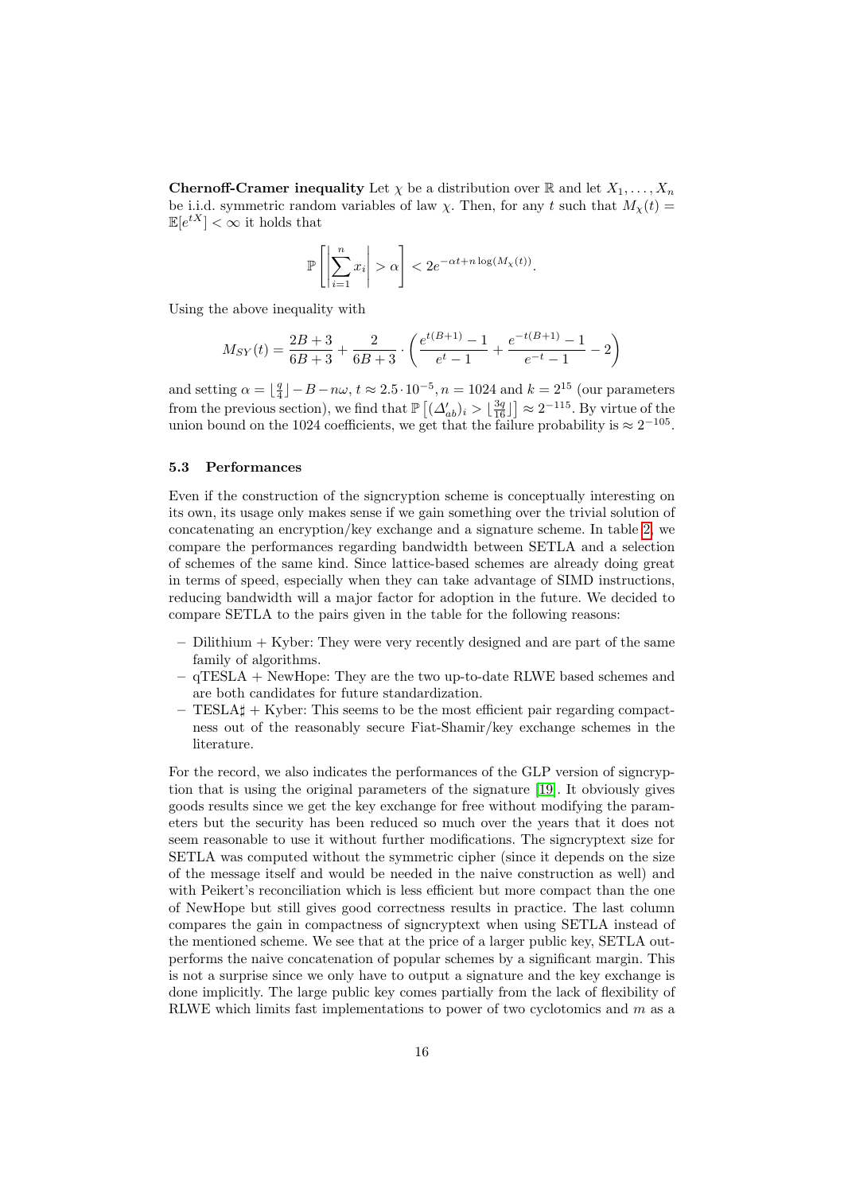**Chernoff-Cramer inequality** Let $\chi$ be a distribution over $\mathbb{R}$ and let $X_1, \ldots, X_n$ be i.i.d. symmetric random variables of law $\chi$. Then, for any $t$ such that $M_\chi(t) = \mathbb{E}[e^{tX}] < \infty$ it holds that

$$\mathbb{P}\left[\left|\sum_{i=1}^{n} x_i\right| > \alpha\right] < 2e^{-\alpha t + n\log(M_\chi(t))}.$$

Using the above inequality with

$$M_{SY}(t) = \frac{2B+3}{6B+3} + \frac{2}{6B+3} \cdot \left(\frac{e^{t(B+1)}-1}{e^t - 1} + \frac{e^{-t(B+1)}-1}{e^{-t}-1} - 2\right)$$

and setting $\alpha = \lfloor \frac{q}{4} \rfloor - B - n\omega$, $t \approx 2.5 \cdot 10^{-5}$, $n = 1024$ and $k = 2^{15}$ (our parameters from the previous section), we find that $\mathbb{P}\left[(\Delta'_{ab})_i > \lfloor \frac{3q}{16} \rceil\right] \approx 2^{-115}$. By virtue of the union bound on the 1024 coefficients, we get that the failure probability is $\approx 2^{-105}$.

### 5.3 Performances

Even if the construction of the signcryption scheme is conceptually interesting on its own, its usage only makes sense if we gain something over the trivial solution of concatenating an encryption/key exchange and a signature scheme. In table 2, we compare the performances regarding bandwidth between SETLA and a selection of schemes of the same kind. Since lattice-based schemes are already doing great in terms of speed, especially when they can take advantage of SIMD instructions, reducing bandwidth will a major factor for adoption in the future. We decided to compare SETLA to the pairs given in the table for the following reasons:

- Dilithium + Kyber: They were very recently designed and are part of the same family of algorithms.
- qTESLA + NewHope: They are the two up-to-date RLWE based schemes and are both candidates for future standardization.
- TESLA♯ + Kyber: This seems to be the most efficient pair regarding compactness out of the reasonably secure Fiat-Shamir/key exchange schemes in the literature.

For the record, we also indicates the performances of the GLP version of signcryption that is using the original parameters of the signature [19]. It obviously gives goods results since we get the key exchange for free without modifying the parameters but the security has been reduced so much over the years that it does not seem reasonable to use it without further modifications. The signcryptext size for SETLA was computed without the symmetric cipher (since it depends on the size of the message itself and would be needed in the naive construction as well) and with Peikert's reconciliation which is less efficient but more compact than the one of NewHope but still gives good correctness results in practice. The last column compares the gain in compactness of signcryptext when using SETLA instead of the mentioned scheme. We see that at the price of a larger public key, SETLA outperforms the naive concatenation of popular schemes by a significant margin. This is not a surprise since we only have to output a signature and the key exchange is done implicitly. The large public key comes partially from the lack of flexibility of RLWE which limits fast implementations to power of two cyclotomics and $m$ as a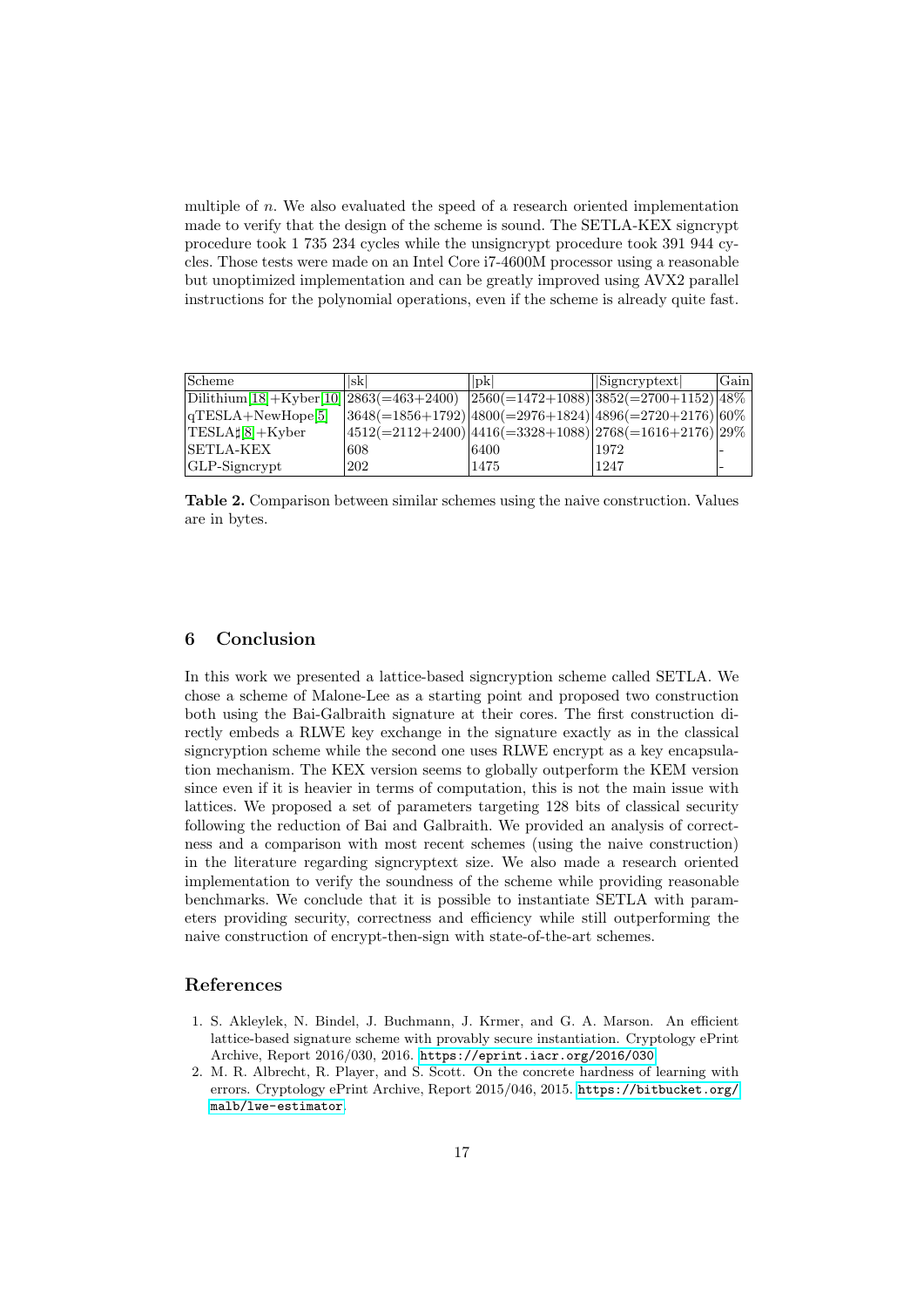multiple of $n$. We also evaluated the speed of a research oriented implementation made to verify that the design of the scheme is sound. The SETLA-KEX signcrypt procedure took 1 735 234 cycles while the unsigncrypt procedure took 391 944 cycles. Those tests were made on an Intel Core i7-4600M processor using a reasonable but unoptimized implementation and can be greatly improved using AVX2 parallel instructions for the polynomial operations, even if the scheme is already quite fast.

| Scheme | \|sk\| | \|pk\| | \|Signcryptext\| | Gain |
|---|---|---|---|---|
| Dilithium[18]+Kyber[10] | 2863(=463+2400) | 2560(=1472+1088) | 3852(=2700+1152) | 48% |
| qTESLA+NewHope[5] | 3648(=1856+1792) | 4800(=2976+1824) | 4896(=2720+2176) | 60% |
| TESLA♯[8]+Kyber | 4512(=2112+2400) | 4416(=3328+1088) | 2768(=1616+2176) | 29% |
| SETLA-KEX | 608 | 6400 | 1972 | - |
| GLP-Signcrypt | 202 | 1475 | 1247 | - |

**Table 2.** Comparison between similar schemes using the naive construction. Values are in bytes.

## 6 Conclusion

In this work we presented a lattice-based signcryption scheme called SETLA. We chose a scheme of Malone-Lee as a starting point and proposed two construction both using the Bai-Galbraith signature at their cores. The first construction directly embeds a RLWE key exchange in the signature exactly as in the classical signcryption scheme while the second one uses RLWE encrypt as a key encapsulation mechanism. The KEX version seems to globally outperform the KEM version since even if it is heavier in terms of computation, this is not the main issue with lattices. We proposed a set of parameters targeting 128 bits of classical security following the reduction of Bai and Galbraith. We provided an analysis of correctness and a comparison with most recent schemes (using the naive construction) in the literature regarding signcryptext size. We also made a research oriented implementation to verify the soundness of the scheme while providing reasonable benchmarks. We conclude that it is possible to instantiate SETLA with parameters providing security, correctness and efficiency while still outperforming the naive construction of encrypt-then-sign with state-of-the-art schemes.

## References

1. S. Akleylek, N. Bindel, J. Buchmann, J. Krmer, and G. A. Marson. An efficient lattice-based signature scheme with provably secure instantiation. Cryptology ePrint Archive, Report 2016/030, 2016. https://eprint.iacr.org/2016/030.
2. M. R. Albrecht, R. Player, and S. Scott. On the concrete hardness of learning with errors. Cryptology ePrint Archive, Report 2015/046, 2015. https://bitbucket.org/malb/lwe-estimator.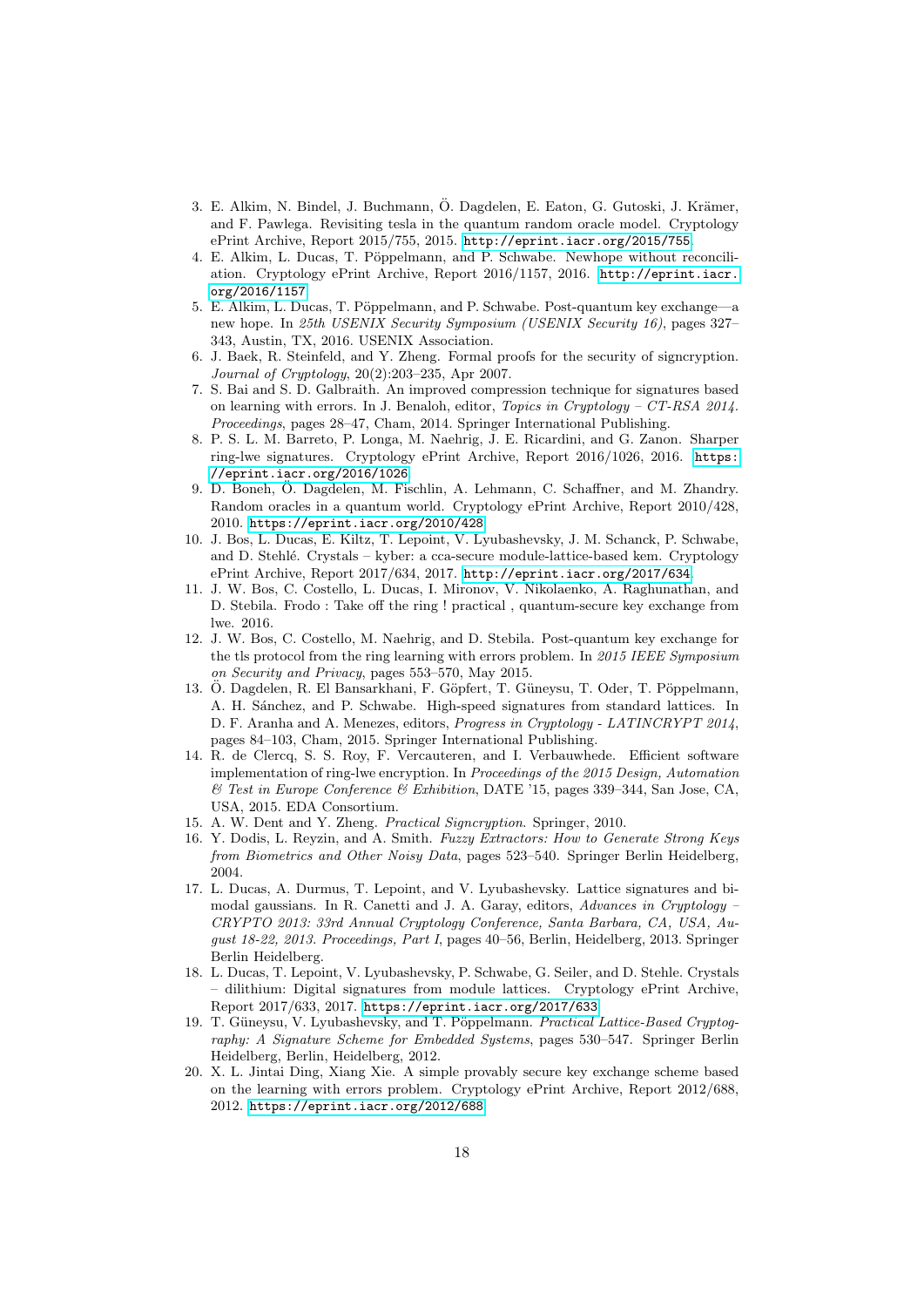3. E. Alkim, N. Bindel, J. Buchmann, Ö. Dagdelen, E. Eaton, G. Gutoski, J. Krämer, and F. Pawlega. Revisiting tesla in the quantum random oracle model. Cryptology ePrint Archive, Report 2015/755, 2015. http://eprint.iacr.org/2015/755.
4. E. Alkim, L. Ducas, T. Pöppelmann, and P. Schwabe. Newhope without reconciliation. Cryptology ePrint Archive, Report 2016/1157, 2016. http://eprint.iacr.org/2016/1157.
5. E. Alkim, L. Ducas, T. Pöppelmann, and P. Schwabe. Post-quantum key exchange—a new hope. In *25th USENIX Security Symposium (USENIX Security 16)*, pages 327–343, Austin, TX, 2016. USENIX Association.
6. J. Baek, R. Steinfeld, and Y. Zheng. Formal proofs for the security of signcryption. *Journal of Cryptology*, 20(2):203–235, Apr 2007.
7. S. Bai and S. D. Galbraith. An improved compression technique for signatures based on learning with errors. In J. Benaloh, editor, *Topics in Cryptology – CT-RSA 2014. Proceedings*, pages 28–47, Cham, 2014. Springer International Publishing.
8. P. S. L. M. Barreto, P. Longa, M. Naehrig, J. E. Ricardini, and G. Zanon. Sharper ring-lwe signatures. Cryptology ePrint Archive, Report 2016/1026, 2016. https://eprint.iacr.org/2016/1026.
9. D. Boneh, Ö. Dagdelen, M. Fischlin, A. Lehmann, C. Schaffner, and M. Zhandry. Random oracles in a quantum world. Cryptology ePrint Archive, Report 2010/428, 2010. https://eprint.iacr.org/2010/428.
10. J. Bos, L. Ducas, E. Kiltz, T. Lepoint, V. Lyubashevsky, J. M. Schanck, P. Schwabe, and D. Stehlé. Crystals – kyber: a cca-secure module-lattice-based kem. Cryptology ePrint Archive, Report 2017/634, 2017. http://eprint.iacr.org/2017/634.
11. J. W. Bos, C. Costello, L. Ducas, I. Mironov, V. Nikolaenko, A. Raghunathan, and D. Stebila. Frodo : Take off the ring ! practical , quantum-secure key exchange from lwe. 2016.
12. J. W. Bos, C. Costello, M. Naehrig, and D. Stebila. Post-quantum key exchange for the tls protocol from the ring learning with errors problem. In *2015 IEEE Symposium on Security and Privacy*, pages 553–570, May 2015.
13. Ö. Dagdelen, R. El Bansarkhani, F. Göpfert, T. Güneysu, T. Oder, T. Pöppelmann, A. H. Sánchez, and P. Schwabe. High-speed signatures from standard lattices. In D. F. Aranha and A. Menezes, editors, *Progress in Cryptology - LATINCRYPT 2014*, pages 84–103, Cham, 2015. Springer International Publishing.
14. R. de Clercq, S. S. Roy, F. Vercauteren, and I. Verbauwhede. Efficient software implementation of ring-lwe encryption. In *Proceedings of the 2015 Design, Automation & Test in Europe Conference & Exhibition*, DATE '15, pages 339–344, San Jose, CA, USA, 2015. EDA Consortium.
15. A. W. Dent and Y. Zheng. *Practical Signcryption*. Springer, 2010.
16. Y. Dodis, L. Reyzin, and A. Smith. *Fuzzy Extractors: How to Generate Strong Keys from Biometrics and Other Noisy Data*, pages 523–540. Springer Berlin Heidelberg, 2004.
17. L. Ducas, A. Durmus, T. Lepoint, and V. Lyubashevsky. Lattice signatures and bimodal gaussians. In R. Canetti and J. A. Garay, editors, *Advances in Cryptology – CRYPTO 2013: 33rd Annual Cryptology Conference, Santa Barbara, CA, USA, August 18-22, 2013. Proceedings, Part I*, pages 40–56, Berlin, Heidelberg, 2013. Springer Berlin Heidelberg.
18. L. Ducas, T. Lepoint, V. Lyubashevsky, P. Schwabe, G. Seiler, and D. Stehle. Crystals – dilithium: Digital signatures from module lattices. Cryptology ePrint Archive, Report 2017/633, 2017. https://eprint.iacr.org/2017/633.
19. T. Güneysu, V. Lyubashevsky, and T. Pöppelmann. *Practical Lattice-Based Cryptography: A Signature Scheme for Embedded Systems*, pages 530–547. Springer Berlin Heidelberg, Berlin, Heidelberg, 2012.
20. X. L. Jintai Ding, Xiang Xie. A simple provably secure key exchange scheme based on the learning with errors problem. Cryptology ePrint Archive, Report 2012/688, 2012. https://eprint.iacr.org/2012/688.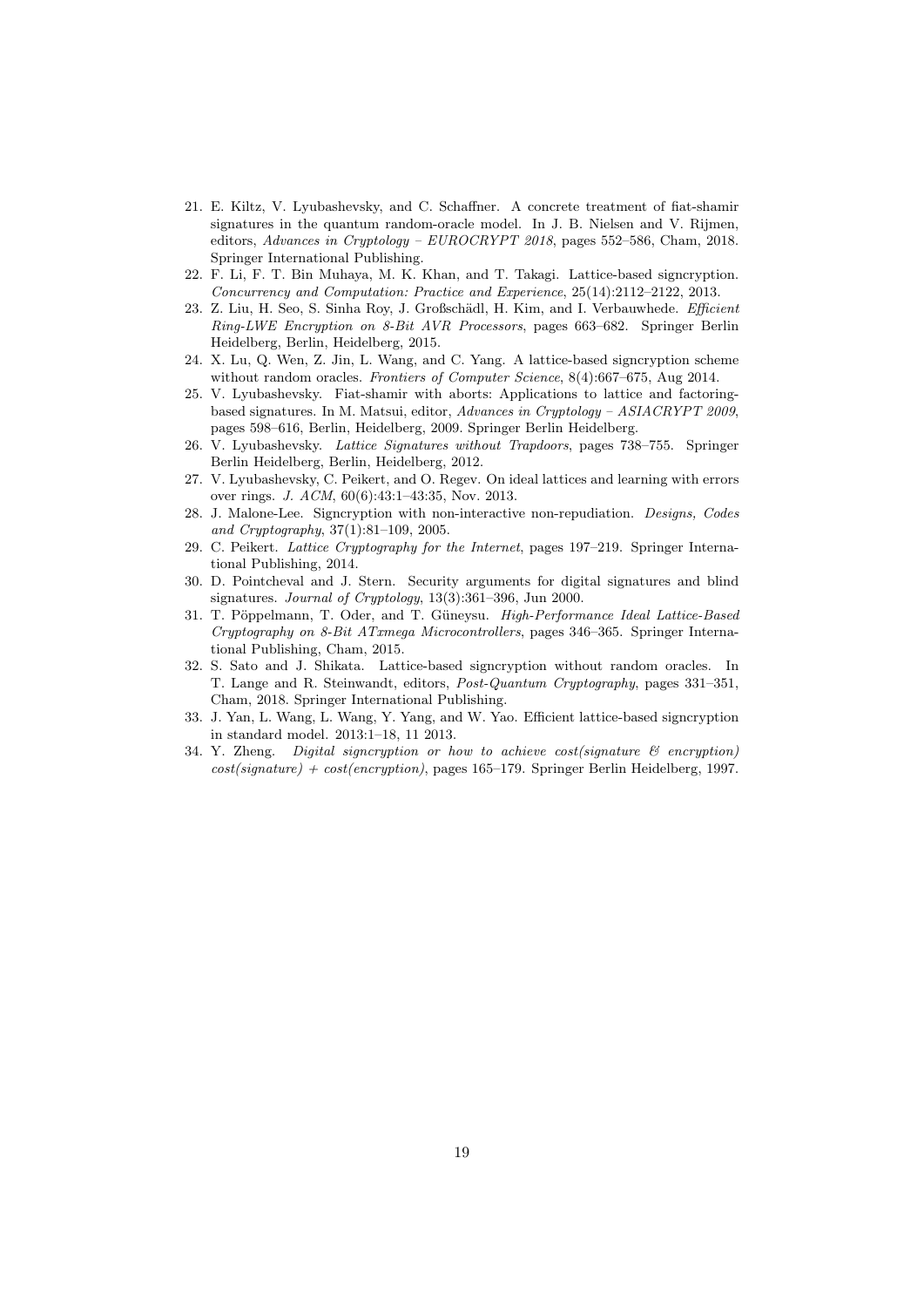21. E. Kiltz, V. Lyubashevsky, and C. Schaffner. A concrete treatment of fiat-shamir signatures in the quantum random-oracle model. In J. B. Nielsen and V. Rijmen, editors, *Advances in Cryptology – EUROCRYPT 2018*, pages 552–586, Cham, 2018. Springer International Publishing.
22. F. Li, F. T. Bin Muhaya, M. K. Khan, and T. Takagi. Lattice-based signcryption. *Concurrency and Computation: Practice and Experience*, 25(14):2112–2122, 2013.
23. Z. Liu, H. Seo, S. Sinha Roy, J. Großschädl, H. Kim, and I. Verbauwhede. *Efficient Ring-LWE Encryption on 8-Bit AVR Processors*, pages 663–682. Springer Berlin Heidelberg, Berlin, Heidelberg, 2015.
24. X. Lu, Q. Wen, Z. Jin, L. Wang, and C. Yang. A lattice-based signcryption scheme without random oracles. *Frontiers of Computer Science*, 8(4):667–675, Aug 2014.
25. V. Lyubashevsky. Fiat-shamir with aborts: Applications to lattice and factoring-based signatures. In M. Matsui, editor, *Advances in Cryptology – ASIACRYPT 2009*, pages 598–616, Berlin, Heidelberg, 2009. Springer Berlin Heidelberg.
26. V. Lyubashevsky. *Lattice Signatures without Trapdoors*, pages 738–755. Springer Berlin Heidelberg, Berlin, Heidelberg, 2012.
27. V. Lyubashevsky, C. Peikert, and O. Regev. On ideal lattices and learning with errors over rings. *J. ACM*, 60(6):43:1–43:35, Nov. 2013.
28. J. Malone-Lee. Signcryption with non-interactive non-repudiation. *Designs, Codes and Cryptography*, 37(1):81–109, 2005.
29. C. Peikert. *Lattice Cryptography for the Internet*, pages 197–219. Springer International Publishing, 2014.
30. D. Pointcheval and J. Stern. Security arguments for digital signatures and blind signatures. *Journal of Cryptology*, 13(3):361–396, Jun 2000.
31. T. Pöppelmann, T. Oder, and T. Güneysu. *High-Performance Ideal Lattice-Based Cryptography on 8-Bit ATxmega Microcontrollers*, pages 346–365. Springer International Publishing, Cham, 2015.
32. S. Sato and J. Shikata. Lattice-based signcryption without random oracles. In T. Lange and R. Steinwandt, editors, *Post-Quantum Cryptography*, pages 331–351, Cham, 2018. Springer International Publishing.
33. J. Yan, L. Wang, L. Wang, Y. Yang, and W. Yao. Efficient lattice-based signcryption in standard model. 2013:1–18, 11 2013.
34. Y. Zheng. *Digital signcryption or how to achieve cost(signature & encryption) cost(signature) + cost(encryption)*, pages 165–179. Springer Berlin Heidelberg, 1997.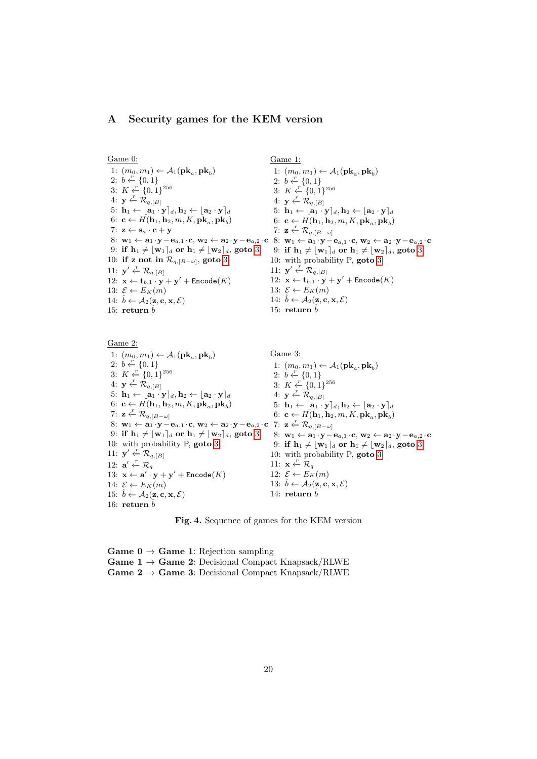## A Security games for the KEM version

Game 0:

1: $(m_0, m_1) \leftarrow \mathcal{A}_1(\mathbf{pk}_a, \mathbf{pk}_b)$
2: $b \xleftarrow{r} \{0,1\}$
3: $K \xleftarrow{r} \{0,1\}^{256}$
4: $\mathbf{y} \xleftarrow{r} \mathcal{R}_{q,[B]}$
5: $\mathbf{h}_1 \leftarrow \lfloor \mathbf{a}_1 \cdot \mathbf{y} \rceil_d, \mathbf{h}_2 \leftarrow \lfloor \mathbf{a}_2 \cdot \mathbf{y} \rceil_d$
6: $\mathbf{c} \leftarrow H(\mathbf{h}_1, \mathbf{h}_2, m, K, \mathbf{pk}_a, \mathbf{pk}_b)$
7: $\mathbf{z} \leftarrow \mathbf{s}_a \cdot \mathbf{c} + \mathbf{y}$
8: $\mathbf{w}_1 \leftarrow \mathbf{a}_1 \cdot \mathbf{y} - \mathbf{e}_{a,1} \cdot \mathbf{c}$, $\mathbf{w}_2 \leftarrow \mathbf{a}_2 \cdot \mathbf{y} - \mathbf{e}_{a,2} \cdot \mathbf{c}$
9: **if** $\mathbf{h}_1 \neq \lfloor \mathbf{w}_1 \rceil_d$ **or** $\mathbf{h}_1 \neq \lfloor \mathbf{w}_2 \rceil_d$, **goto** 3
10: **if** $\mathbf{z}$ **not in** $\mathcal{R}_{q,[B-\omega]}$, **goto** 3
11: $\mathbf{y}' \xleftarrow{r} \mathcal{R}_{q,[B]}$
12: $\mathbf{x} \leftarrow \mathbf{t}_{b,1} \cdot \mathbf{y} + \mathbf{y}' + \mathsf{Encode}(K)$
13: $\mathcal{E} \leftarrow E_K(m)$
14: $\hat{b} \leftarrow \mathcal{A}_2(\mathbf{z}, \mathbf{c}, \mathbf{x}, \mathcal{E})$
15: **return** $\hat{b}$

Game 1:

1: $(m_0, m_1) \leftarrow \mathcal{A}_1(\mathbf{pk}_a, \mathbf{pk}_b)$
2: $b \xleftarrow{r} \{0,1\}$
3: $K \xleftarrow{r} \{0,1\}^{256}$
4: $\mathbf{y} \xleftarrow{r} \mathcal{R}_{q,[B]}$
5: $\mathbf{h}_1 \leftarrow \lfloor \mathbf{a}_1 \cdot \mathbf{y} \rceil_d, \mathbf{h}_2 \leftarrow \lfloor \mathbf{a}_2 \cdot \mathbf{y} \rceil_d$
6: $\mathbf{c} \leftarrow H(\mathbf{h}_1, \mathbf{h}_2, m, K, \mathbf{pk}_a, \mathbf{pk}_b)$
7: $\mathbf{z} \xleftarrow{r} \mathcal{R}_{q,[B-\omega]}$
8: $\mathbf{w}_1 \leftarrow \mathbf{a}_1 \cdot \mathbf{y} - \mathbf{e}_{a,1} \cdot \mathbf{c}$, $\mathbf{w}_2 \leftarrow \mathbf{a}_2 \cdot \mathbf{y} - \mathbf{e}_{a,2} \cdot \mathbf{c}$
9: **if** $\mathbf{h}_1 \neq \lfloor \mathbf{w}_1 \rceil_d$ **or** $\mathbf{h}_1 \neq \lfloor \mathbf{w}_2 \rceil_d$, **goto** 3
10: with probability P, **goto** 3
11: $\mathbf{y}' \xleftarrow{r} \mathcal{R}_{q,[B]}$
12: $\mathbf{x} \leftarrow \mathbf{t}_{b,1} \cdot \mathbf{y} + \mathbf{y}' + \mathsf{Encode}(K)$
13: $\mathcal{E} \leftarrow E_K(m)$
14: $\hat{b} \leftarrow \mathcal{A}_2(\mathbf{z}, \mathbf{c}, \mathbf{x}, \mathcal{E})$
15: **return** $\hat{b}$

Game 2:

1: $(m_0, m_1) \leftarrow \mathcal{A}_1(\mathbf{pk}_a, \mathbf{pk}_b)$
2: $b \xleftarrow{r} \{0,1\}$
3: $K \xleftarrow{r} \{0,1\}^{256}$
4: $\mathbf{y} \xleftarrow{r} \mathcal{R}_{q,[B]}$
5: $\mathbf{h}_1 \leftarrow \lfloor \mathbf{a}_1 \cdot \mathbf{y} \rceil_d, \mathbf{h}_2 \leftarrow \lfloor \mathbf{a}_2 \cdot \mathbf{y} \rceil_d$
6: $\mathbf{c} \leftarrow H(\mathbf{h}_1, \mathbf{h}_2, m, K, \mathbf{pk}_a, \mathbf{pk}_b)$
7: $\mathbf{z} \xleftarrow{r} \mathcal{R}_{q,[B-\omega]}$
8: $\mathbf{w}_1 \leftarrow \mathbf{a}_1 \cdot \mathbf{y} - \mathbf{e}_{a,1} \cdot \mathbf{c}$, $\mathbf{w}_2 \leftarrow \mathbf{a}_2 \cdot \mathbf{y} - \mathbf{e}_{a,2} \cdot \mathbf{c}$
9: **if** $\mathbf{h}_1 \neq \lfloor \mathbf{w}_1 \rceil_d$ **or** $\mathbf{h}_1 \neq \lfloor \mathbf{w}_2 \rceil_d$, **goto** 3
10: with probability P, **goto** 3
11: $\mathbf{y}' \xleftarrow{r} \mathcal{R}_{q,[B]}$
12: $\mathbf{a}' \xleftarrow{r} \mathcal{R}_q$
13: $\mathbf{x} \leftarrow \mathbf{a}' \cdot \mathbf{y} + \mathbf{y}' + \mathsf{Encode}(K)$
14: $\mathcal{E} \leftarrow E_K(m)$
15: $\hat{b} \leftarrow \mathcal{A}_2(\mathbf{z}, \mathbf{c}, \mathbf{x}, \mathcal{E})$
16: **return** $\hat{b}$

Game 3:

1: $(m_0, m_1) \leftarrow \mathcal{A}_1(\mathbf{pk}_a, \mathbf{pk}_b)$
2: $b \xleftarrow{r} \{0,1\}$
3: $K \xleftarrow{r} \{0,1\}^{256}$
4: $\mathbf{y} \xleftarrow{r} \mathcal{R}_{q,[B]}$
5: $\mathbf{h}_1 \leftarrow \lfloor \mathbf{a}_1 \cdot \mathbf{y} \rceil_d, \mathbf{h}_2 \leftarrow \lfloor \mathbf{a}_2 \cdot \mathbf{y} \rceil_d$
6: $\mathbf{c} \leftarrow H(\mathbf{h}_1, \mathbf{h}_2, m, K, \mathbf{pk}_a, \mathbf{pk}_b)$
7: $\mathbf{z} \xleftarrow{r} \mathcal{R}_{q,[B-\omega]}$
8: $\mathbf{w}_1 \leftarrow \mathbf{a}_1 \cdot \mathbf{y} - \mathbf{e}_{a,1} \cdot \mathbf{c}$, $\mathbf{w}_2 \leftarrow \mathbf{a}_2 \cdot \mathbf{y} - \mathbf{e}_{a,2} \cdot \mathbf{c}$
9: **if** $\mathbf{h}_1 \neq \lfloor \mathbf{w}_1 \rceil_d$ **or** $\mathbf{h}_1 \neq \lfloor \mathbf{w}_2 \rceil_d$, **goto** 3
10: with probability P, **goto** 3
11: $\mathbf{x} \xleftarrow{r} \mathcal{R}_q$
12: $\mathcal{E} \leftarrow E_K(m)$
13: $\hat{b} \leftarrow \mathcal{A}_2(\mathbf{z}, \mathbf{c}, \mathbf{x}, \mathcal{E})$
14: **return** $\hat{b}$

**Fig. 4.** Sequence of games for the KEM version

**Game 0** $\rightarrow$ **Game 1**: Rejection sampling
**Game 1** $\rightarrow$ **Game 2**: Decisional Compact Knapsack/RLWE
**Game 2** $\rightarrow$ **Game 3**: Decisional Compact Knapsack/RLWE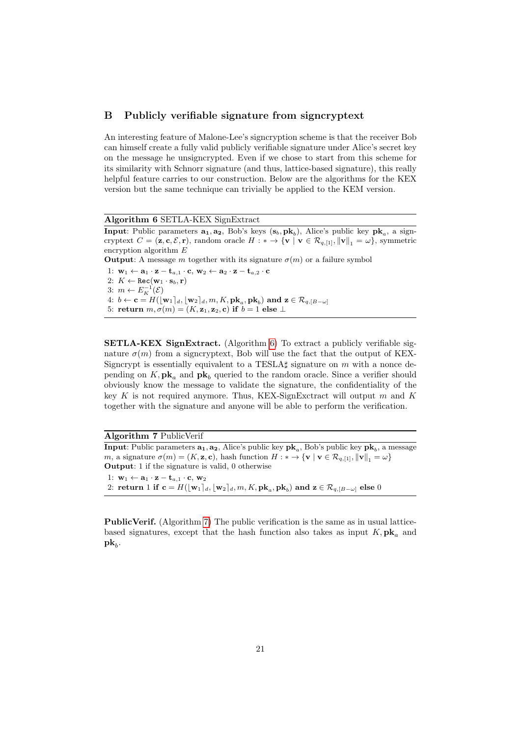## B Publicly verifiable signature from signcryptext

An interesting feature of Malone-Lee's signcryption scheme is that the receiver Bob can himself create a fully valid publicly verifiable signature under Alice's secret key on the message he unsigncrypted. Even if we chose to start from this scheme for its similarity with Schnorr signature (and thus, lattice-based signature), this really helpful feature carries to our construction. Below are the algorithms for the KEX version but the same technique can trivially be applied to the KEM version.

---

**Algorithm 6** SETLA-KEX SignExtract

**Input**: Public parameters $\mathbf{a_1}, \mathbf{a_2}$, Bob's keys $(\mathbf{s}_b, \mathbf{pk}_b)$, Alice's public key $\mathbf{pk}_a$, a signcryptext $C = (\mathbf{z}, \mathbf{c}, \mathcal{E}, \mathbf{r})$, random oracle $H : * \to \{\mathbf{v} \mid \mathbf{v} \in \mathcal{R}_{q,[1]}, \|\mathbf{v}\|_1 = \omega\}$, symmetric encryption algorithm $E$

**Output**: A message $m$ together with its signature $\sigma(m)$ or a failure symbol

1: $\mathbf{w}_1 \leftarrow \mathbf{a}_1 \cdot \mathbf{z} - \mathbf{t}_{a,1} \cdot \mathbf{c}$, $\mathbf{w}_2 \leftarrow \mathbf{a}_2 \cdot \mathbf{z} - \mathbf{t}_{a,2} \cdot \mathbf{c}$

2: $K \leftarrow \mathtt{Rec}(\mathbf{w}_1 \cdot \mathbf{s}_b, \mathbf{r})$

3: $m \leftarrow E_K^{-1}(\mathcal{E})$

4: $b \leftarrow \mathbf{c} = H(\lfloor \mathbf{w}_1 \rceil_d, \lfloor \mathbf{w}_2 \rceil_d, m, K, \mathbf{pk}_a, \mathbf{pk}_b)$ **and** $\mathbf{z} \in \mathcal{R}_{q,[B-\omega]}$

5: **return** $m, \sigma(m) = (K, \mathbf{z}_1, \mathbf{z}_2, \mathbf{c})$ **if** $b = 1$ **else** $\perp$

---

**SETLA-KEX SignExtract.** (Algorithm 6) To extract a publicly verifiable signature $\sigma(m)$ from a signcryptext, Bob will use the fact that the output of KEX-Signcrypt is essentially equivalent to a TESLA♯ signature on $m$ with a nonce depending on $K, \mathbf{pk}_a$ and $\mathbf{pk}_b$ queried to the random oracle. Since a verifier should obviously know the message to validate the signature, the confidentiality of the key $K$ is not required anymore. Thus, KEX-SignExctract will output $m$ and $K$ together with the signature and anyone will be able to perform the verification.

---

**Algorithm 7** PublicVerif

**Input**: Public parameters $\mathbf{a_1}, \mathbf{a_2}$, Alice's public key $\mathbf{pk}_a$, Bob's public key $\mathbf{pk}_b$, a message $m$, a signature $\sigma(m) = (K, \mathbf{z}, \mathbf{c})$, hash function $H : * \to \{\mathbf{v} \mid \mathbf{v} \in \mathcal{R}_{q,[1]}, \|\mathbf{v}\|_1 = \omega\}$

**Output**: 1 if the signature is valid, 0 otherwise

1: $\mathbf{w}_1 \leftarrow \mathbf{a}_1 \cdot \mathbf{z} - \mathbf{t}_{a,1} \cdot \mathbf{c}$, $\mathbf{w}_2$

2: **return** 1 **if** $\mathbf{c} = H(\lfloor \mathbf{w}_1 \rceil_d, \lfloor \mathbf{w}_2 \rceil_d, m, K, \mathbf{pk}_a, \mathbf{pk}_b)$ **and** $\mathbf{z} \in \mathcal{R}_{q,[B-\omega]}$ **else** 0

---

**PublicVerif.** (Algorithm 7) The public verification is the same as in usual lattice-based signatures, except that the hash function also takes as input $K, \mathbf{pk}_a$ and $\mathbf{pk}_b$.